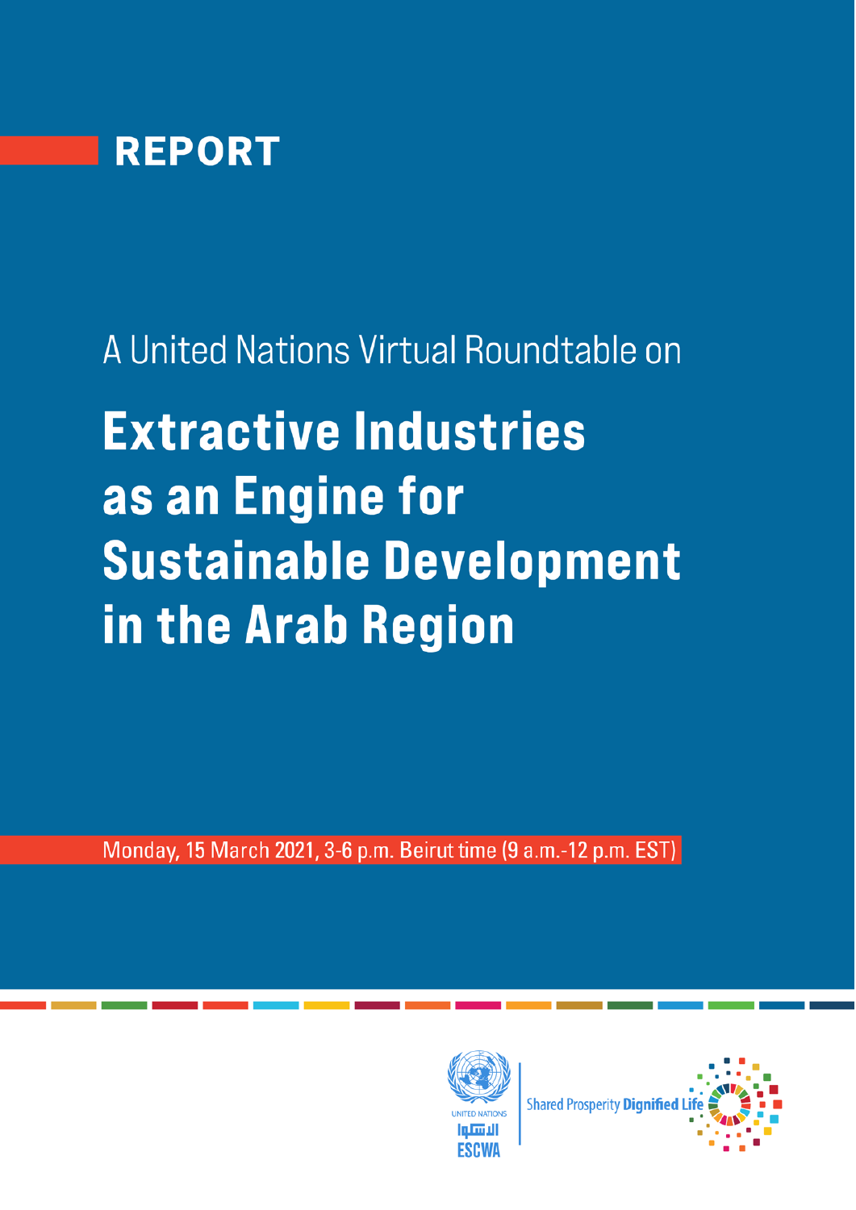REPORT

A United Nations Virtual Roundtable on

# Extractive Industries as an Engine for Sustainable Development in the Arab Region

Monday, 15 March 2021, 3-6 p.m. Beirut time (9 a.m.-12 p.m. EST)

UNITED NATIONS

الإسكوا

ESCWA

Shared Prosperity **Dignified Life**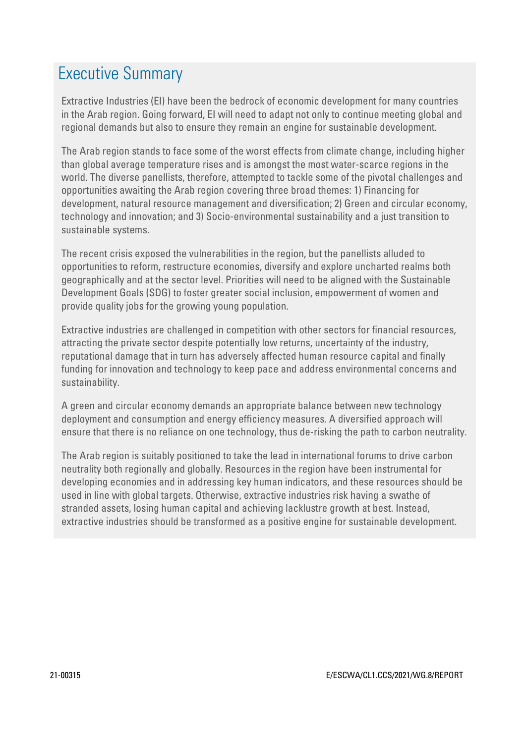# Executive Summary

Extractive Industries (EI) have been the bedrock of economic development for many countries in the Arab region. Going forward, EI will need to adapt not only to continue meeting global and regional demands but also to ensure they remain an engine for sustainable development.

The Arab region stands to face some of the worst effects from climate change, including higher than global average temperature rises and is amongst the most water-scarce regions in the world. The diverse panellists, therefore, attempted to tackle some of the pivotal challenges and opportunities awaiting the Arab region covering three broad themes: 1) Financing for development, natural resource management and diversification; 2) Green and circular economy, technology and innovation; and 3) Socio-environmental sustainability and a just transition to sustainable systems.

The recent crisis exposed the vulnerabilities in the region, but the panellists alluded to opportunities to reform, restructure economies, diversify and explore uncharted realms both geographically and at the sector level. Priorities will need to be aligned with the Sustainable Development Goals (SDG) to foster greater social inclusion, empowerment of women and provide quality jobs for the growing young population.

Extractive industries are challenged in competition with other sectors for financial resources, attracting the private sector despite potentially low returns, uncertainty of the industry, reputational damage that in turn has adversely affected human resource capital and finally funding for innovation and technology to keep pace and address environmental concerns and sustainability.

A green and circular economy demands an appropriate balance between new technology deployment and consumption and energy efficiency measures. A diversified approach will ensure that there is no reliance on one technology, thus de-risking the path to carbon neutrality.

The Arab region is suitably positioned to take the lead in international forums to drive carbon neutrality both regionally and globally. Resources in the region have been instrumental for developing economies and in addressing key human indicators, and these resources should be used in line with global targets. Otherwise, extractive industries risk having a swathe of stranded assets, losing human capital and achieving lacklustre growth at best. Instead, extractive industries should be transformed as a positive engine for sustainable development.

21-00315 E/ESCWA/CL1.CCS/2021/WG.8/REPORT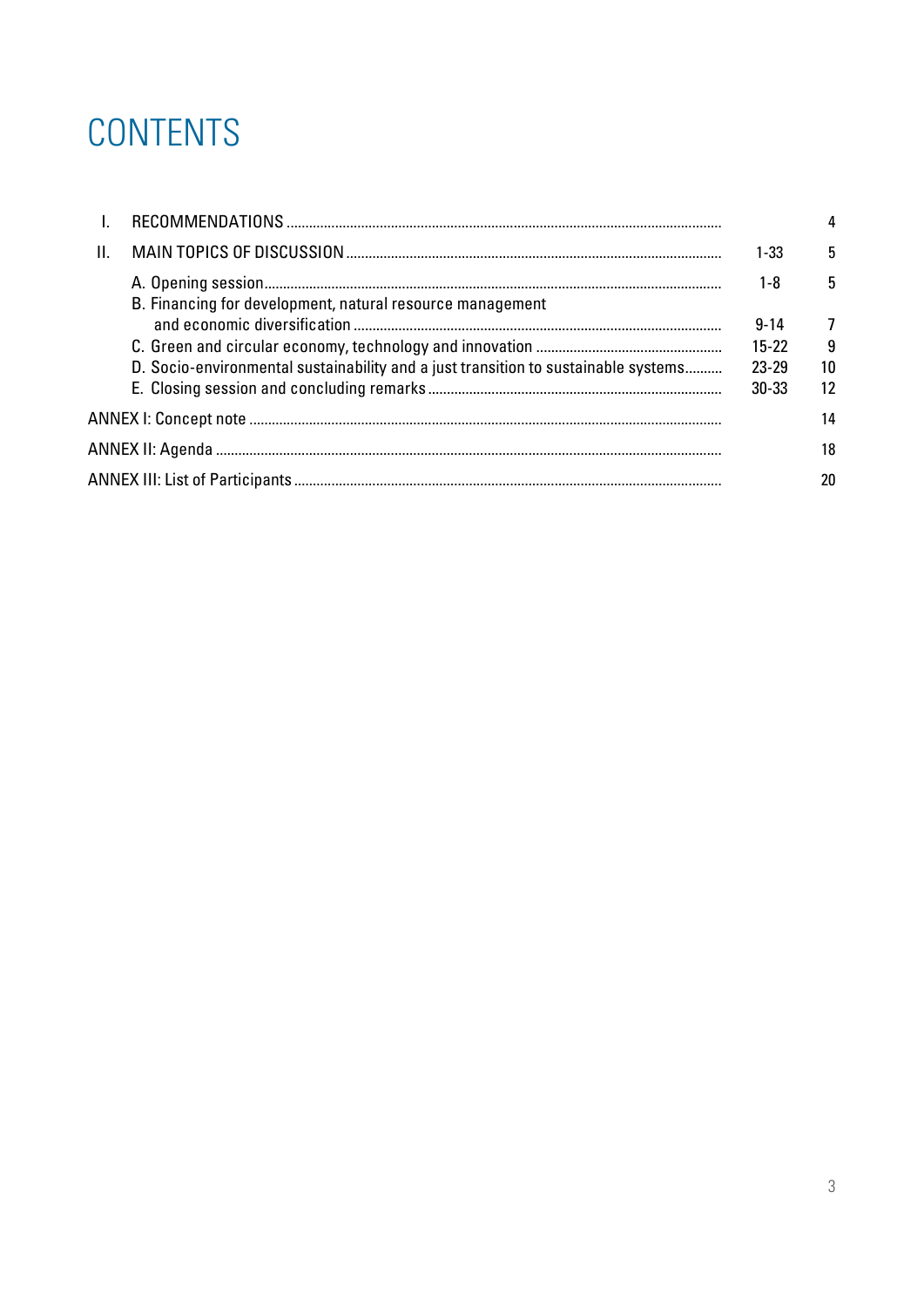# CONTENTS

| | | Paragraphs | Page |
|---|---|---|---|
| I. | RECOMMENDATIONS | | 4 |
| II. | MAIN TOPICS OF DISCUSSION | 1-33 | 5 |
| | A. Opening session | 1-8 | 5 |
| | B. Financing for development, natural resource management and economic diversification | 9-14 | 7 |
| | C. Green and circular economy, technology and innovation | 15-22 | 9 |
| | D. Socio-environmental sustainability and a just transition to sustainable systems | 23-29 | 10 |
| | E. Closing session and concluding remarks | 30-33 | 12 |
| ANNEX I: Concept note | | | 14 |
| ANNEX II: Agenda | | | 18 |
| ANNEX III: List of Participants | | | 20 |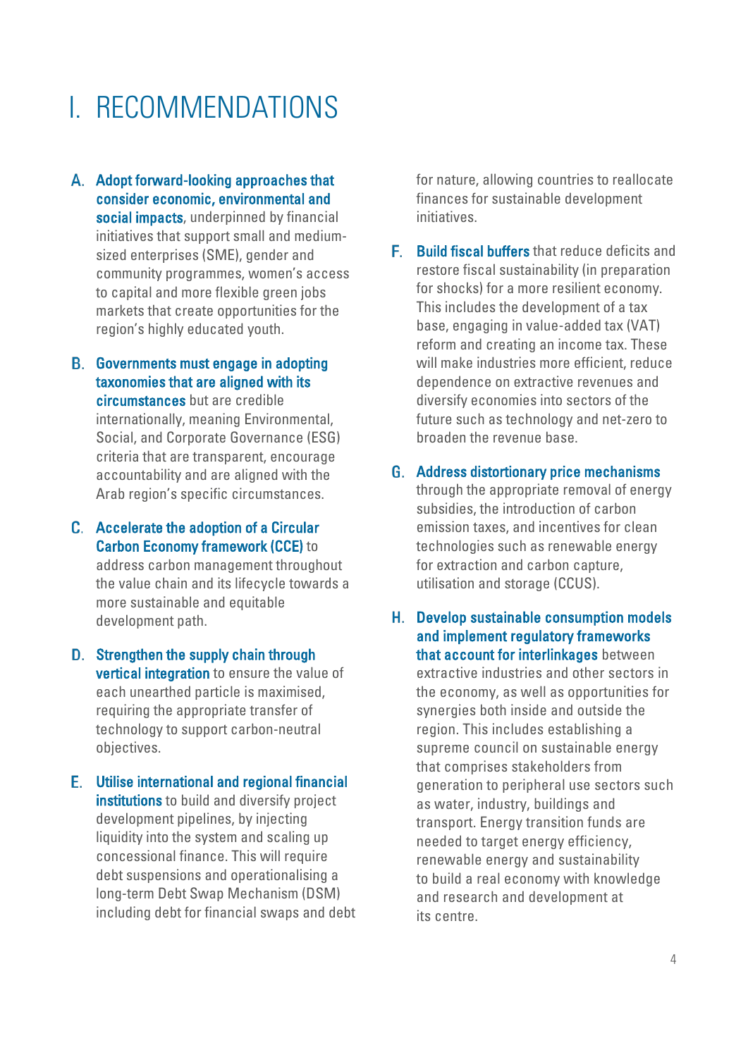# I. RECOMMENDATIONS

A. **Adopt forward-looking approaches that consider economic, environmental and social impacts**, underpinned by financial initiatives that support small and medium-sized enterprises (SME), gender and community programmes, women's access to capital and more flexible green jobs markets that create opportunities for the region's highly educated youth.

B. **Governments must engage in adopting taxonomies that are aligned with its circumstances** but are credible internationally, meaning Environmental, Social, and Corporate Governance (ESG) criteria that are transparent, encourage accountability and are aligned with the Arab region's specific circumstances.

C. **Accelerate the adoption of a Circular Carbon Economy framework (CCE)** to address carbon management throughout the value chain and its lifecycle towards a more sustainable and equitable development path.

D. **Strengthen the supply chain through vertical integration** to ensure the value of each unearthed particle is maximised, requiring the appropriate transfer of technology to support carbon-neutral objectives.

E. **Utilise international and regional financial institutions** to build and diversify project development pipelines, by injecting liquidity into the system and scaling up concessional finance. This will require debt suspensions and operationalising a long-term Debt Swap Mechanism (DSM) including debt for financial swaps and debt for nature, allowing countries to reallocate finances for sustainable development initiatives.

F. **Build fiscal buffers** that reduce deficits and restore fiscal sustainability (in preparation for shocks) for a more resilient economy. This includes the development of a tax base, engaging in value-added tax (VAT) reform and creating an income tax. These will make industries more efficient, reduce dependence on extractive revenues and diversify economies into sectors of the future such as technology and net-zero to broaden the revenue base.

G. **Address distortionary price mechanisms** through the appropriate removal of energy subsidies, the introduction of carbon emission taxes, and incentives for clean technologies such as renewable energy for extraction and carbon capture, utilisation and storage (CCUS).

H. **Develop sustainable consumption models and implement regulatory frameworks that account for interlinkages** between extractive industries and other sectors in the economy, as well as opportunities for synergies both inside and outside the region. This includes establishing a supreme council on sustainable energy that comprises stakeholders from generation to peripheral use sectors such as water, industry, buildings and transport. Energy transition funds are needed to target energy efficiency, renewable energy and sustainability to build a real economy with knowledge and research and development at its centre.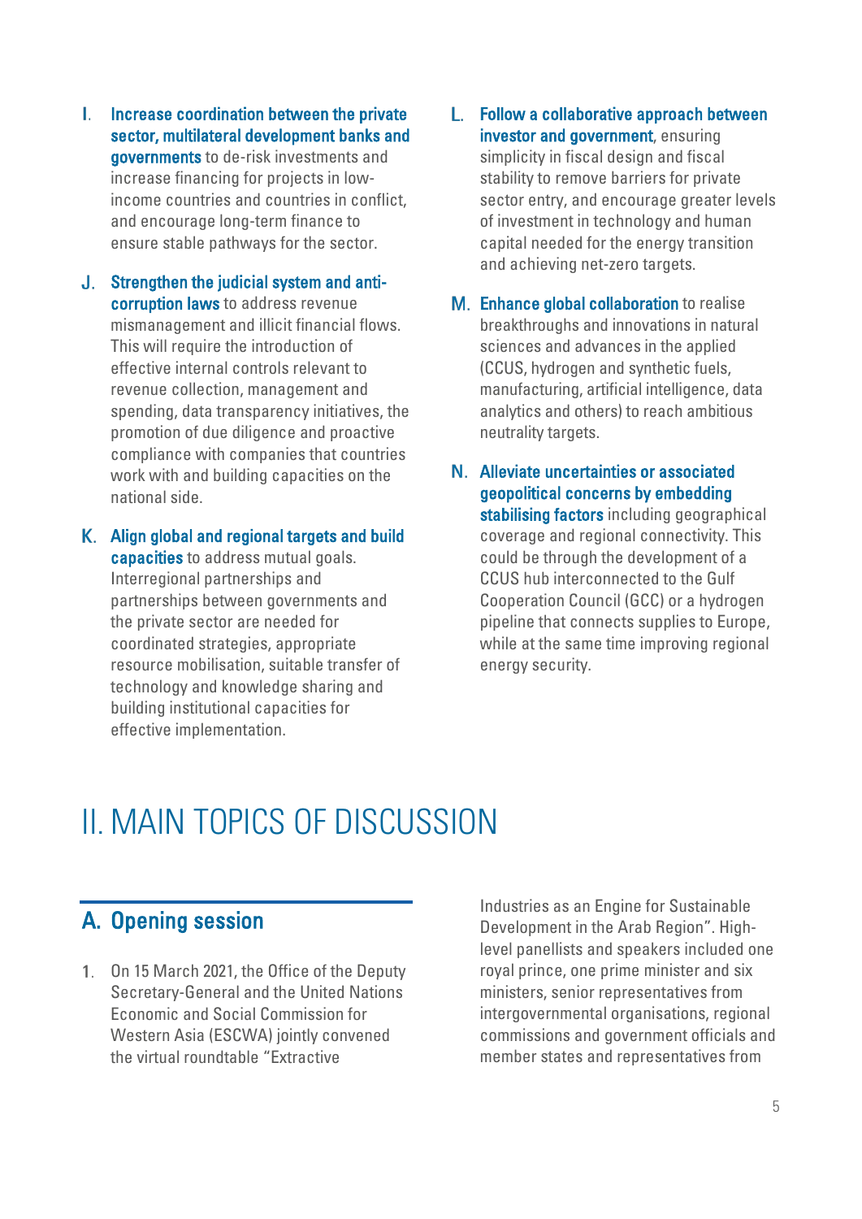I. **Increase coordination between the private sector, multilateral development banks and governments** to de-risk investments and increase financing for projects in low-income countries and countries in conflict, and encourage long-term finance to ensure stable pathways for the sector.

J. **Strengthen the judicial system and anti-corruption laws** to address revenue mismanagement and illicit financial flows. This will require the introduction of effective internal controls relevant to revenue collection, management and spending, data transparency initiatives, the promotion of due diligence and proactive compliance with companies that countries work with and building capacities on the national side.

K. **Align global and regional targets and build capacities** to address mutual goals. Interregional partnerships and partnerships between governments and the private sector are needed for coordinated strategies, appropriate resource mobilisation, suitable transfer of technology and knowledge sharing and building institutional capacities for effective implementation.

L. **Follow a collaborative approach between investor and government**, ensuring simplicity in fiscal design and fiscal stability to remove barriers for private sector entry, and encourage greater levels of investment in technology and human capital needed for the energy transition and achieving net-zero targets.

M. **Enhance global collaboration** to realise breakthroughs and innovations in natural sciences and advances in the applied (CCUS, hydrogen and synthetic fuels, manufacturing, artificial intelligence, data analytics and others) to reach ambitious neutrality targets.

N. **Alleviate uncertainties or associated geopolitical concerns by embedding stabilising factors** including geographical coverage and regional connectivity. This could be through the development of a CCUS hub interconnected to the Gulf Cooperation Council (GCC) or a hydrogen pipeline that connects supplies to Europe, while at the same time improving regional energy security.

# II. MAIN TOPICS OF DISCUSSION

## A. Opening session

1. On 15 March 2021, the Office of the Deputy Secretary-General and the United Nations Economic and Social Commission for Western Asia (ESCWA) jointly convened the virtual roundtable "Extractive Industries as an Engine for Sustainable Development in the Arab Region". High-level panellists and speakers included one royal prince, one prime minister and six ministers, senior representatives from intergovernmental organisations, regional commissions and government officials and member states and representatives from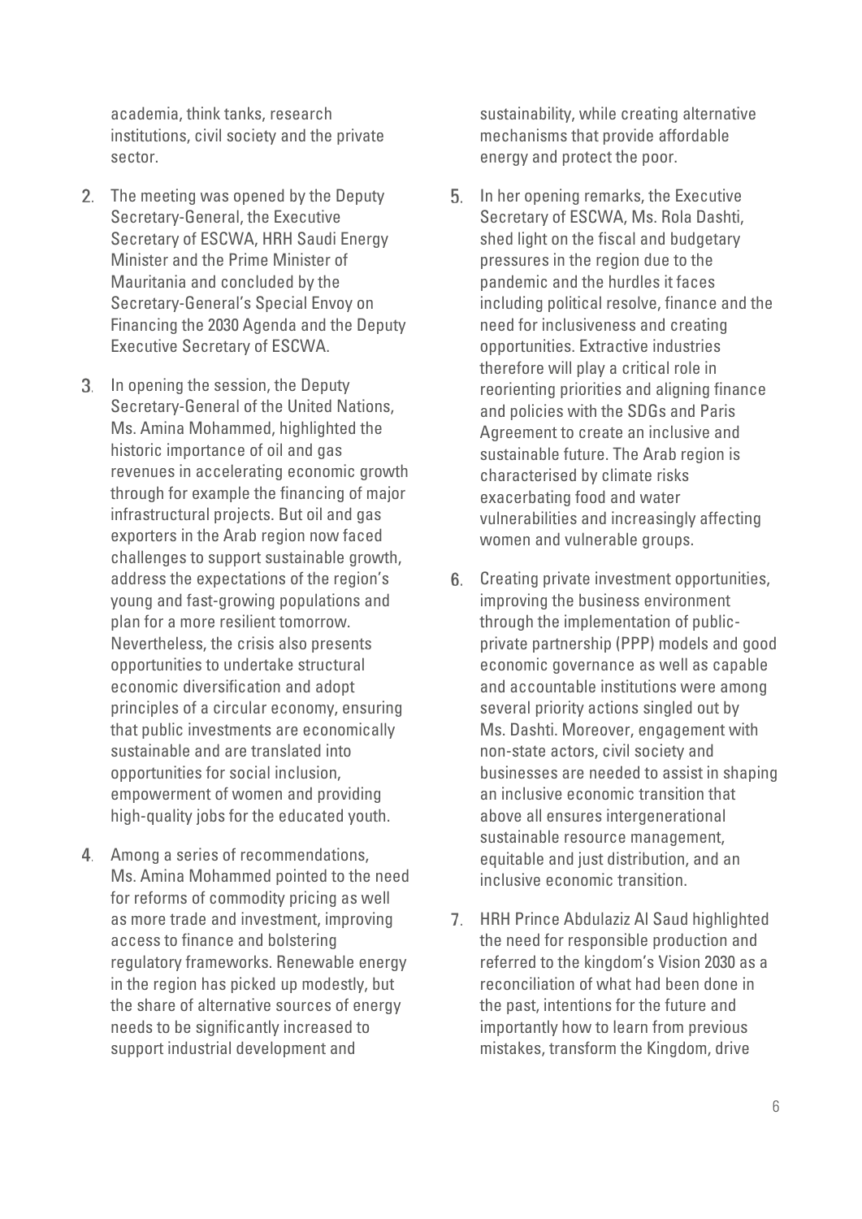academia, think tanks, research institutions, civil society and the private sector.

2. The meeting was opened by the Deputy Secretary-General, the Executive Secretary of ESCWA, HRH Saudi Energy Minister and the Prime Minister of Mauritania and concluded by the Secretary-General's Special Envoy on Financing the 2030 Agenda and the Deputy Executive Secretary of ESCWA.

3. In opening the session, the Deputy Secretary-General of the United Nations, Ms. Amina Mohammed, highlighted the historic importance of oil and gas revenues in accelerating economic growth through for example the financing of major infrastructural projects. But oil and gas exporters in the Arab region now faced challenges to support sustainable growth, address the expectations of the region's young and fast-growing populations and plan for a more resilient tomorrow. Nevertheless, the crisis also presents opportunities to undertake structural economic diversification and adopt principles of a circular economy, ensuring that public investments are economically sustainable and are translated into opportunities for social inclusion, empowerment of women and providing high-quality jobs for the educated youth.

4. Among a series of recommendations, Ms. Amina Mohammed pointed to the need for reforms of commodity pricing as well as more trade and investment, improving access to finance and bolstering regulatory frameworks. Renewable energy in the region has picked up modestly, but the share of alternative sources of energy needs to be significantly increased to support industrial development and sustainability, while creating alternative mechanisms that provide affordable energy and protect the poor.

5. In her opening remarks, the Executive Secretary of ESCWA, Ms. Rola Dashti, shed light on the fiscal and budgetary pressures in the region due to the pandemic and the hurdles it faces including political resolve, finance and the need for inclusiveness and creating opportunities. Extractive industries therefore will play a critical role in reorienting priorities and aligning finance and policies with the SDGs and Paris Agreement to create an inclusive and sustainable future. The Arab region is characterised by climate risks exacerbating food and water vulnerabilities and increasingly affecting women and vulnerable groups.

6. Creating private investment opportunities, improving the business environment through the implementation of public-private partnership (PPP) models and good economic governance as well as capable and accountable institutions were among several priority actions singled out by Ms. Dashti. Moreover, engagement with non-state actors, civil society and businesses are needed to assist in shaping an inclusive economic transition that above all ensures intergenerational sustainable resource management, equitable and just distribution, and an inclusive economic transition.

7. HRH Prince Abdulaziz Al Saud highlighted the need for responsible production and referred to the kingdom's Vision 2030 as a reconciliation of what had been done in the past, intentions for the future and importantly how to learn from previous mistakes, transform the Kingdom, drive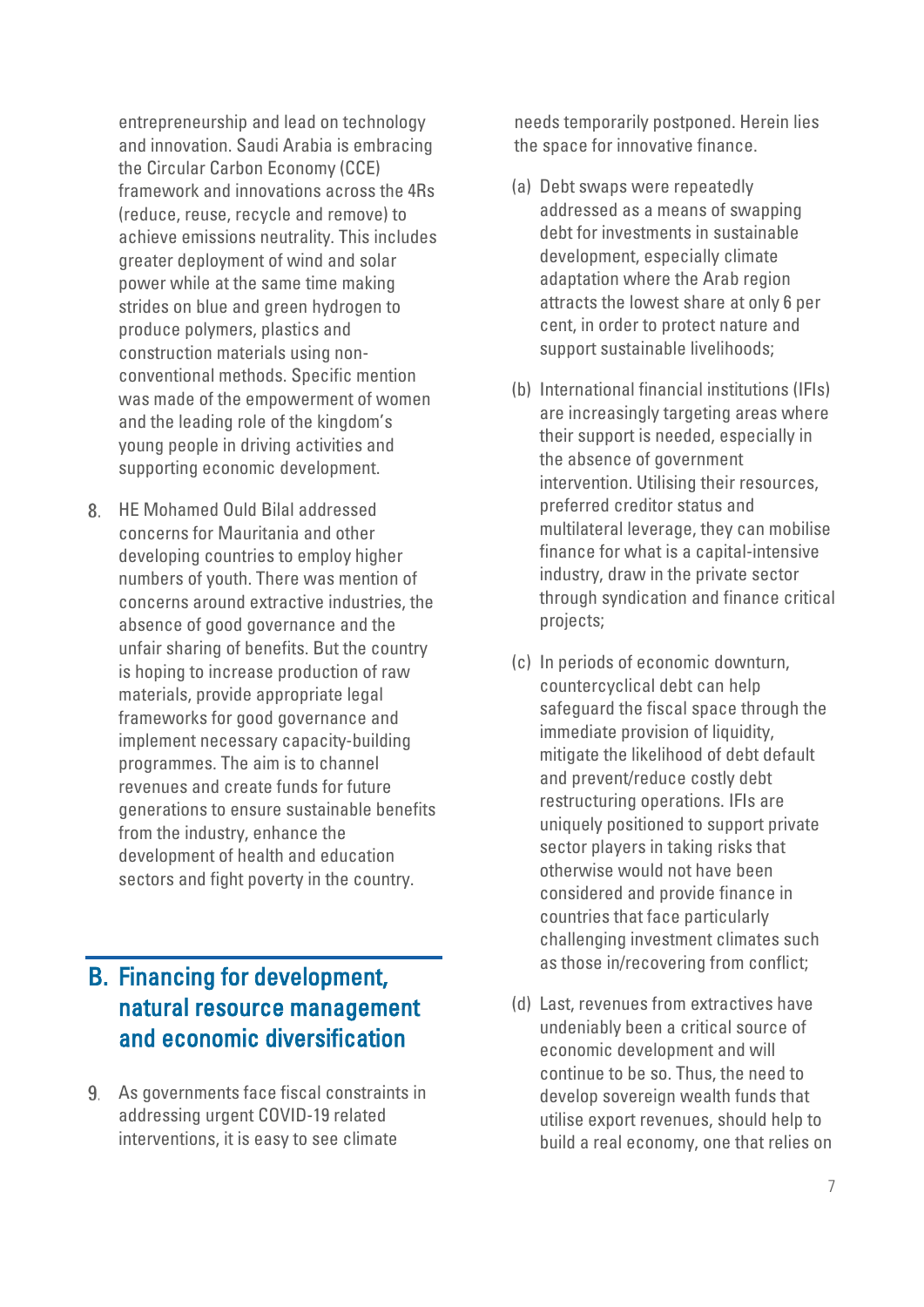entrepreneurship and lead on technology and innovation. Saudi Arabia is embracing the Circular Carbon Economy (CCE) framework and innovations across the 4Rs (reduce, reuse, recycle and remove) to achieve emissions neutrality. This includes greater deployment of wind and solar power while at the same time making strides on blue and green hydrogen to produce polymers, plastics and construction materials using non-conventional methods. Specific mention was made of the empowerment of women and the leading role of the kingdom's young people in driving activities and supporting economic development.

8. HE Mohamed Ould Bilal addressed concerns for Mauritania and other developing countries to employ higher numbers of youth. There was mention of concerns around extractive industries, the absence of good governance and the unfair sharing of benefits. But the country is hoping to increase production of raw materials, provide appropriate legal frameworks for good governance and implement necessary capacity-building programmes. The aim is to channel revenues and create funds for future generations to ensure sustainable benefits from the industry, enhance the development of health and education sectors and fight poverty in the country.

## B. Financing for development, natural resource management and economic diversification

9. As governments face fiscal constraints in addressing urgent COVID-19 related interventions, it is easy to see climate needs temporarily postponed. Herein lies the space for innovative finance.

(a) Debt swaps were repeatedly addressed as a means of swapping debt for investments in sustainable development, especially climate adaptation where the Arab region attracts the lowest share at only 6 per cent, in order to protect nature and support sustainable livelihoods;

(b) International financial institutions (IFIs) are increasingly targeting areas where their support is needed, especially in the absence of government intervention. Utilising their resources, preferred creditor status and multilateral leverage, they can mobilise finance for what is a capital-intensive industry, draw in the private sector through syndication and finance critical projects;

(c) In periods of economic downturn, countercyclical debt can help safeguard the fiscal space through the immediate provision of liquidity, mitigate the likelihood of debt default and prevent/reduce costly debt restructuring operations. IFIs are uniquely positioned to support private sector players in taking risks that otherwise would not have been considered and provide finance in countries that face particularly challenging investment climates such as those in/recovering from conflict;

(d) Last, revenues from extractives have undeniably been a critical source of economic development and will continue to be so. Thus, the need to develop sovereign wealth funds that utilise export revenues, should help to build a real economy, one that relies on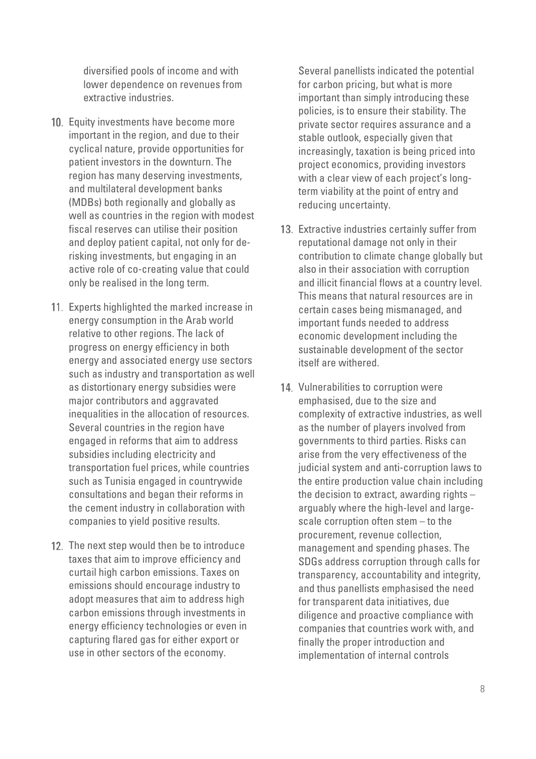diversified pools of income and with lower dependence on revenues from extractive industries.

10. Equity investments have become more important in the region, and due to their cyclical nature, provide opportunities for patient investors in the downturn. The region has many deserving investments, and multilateral development banks (MDBs) both regionally and globally as well as countries in the region with modest fiscal reserves can utilise their position and deploy patient capital, not only for de-risking investments, but engaging in an active role of co-creating value that could only be realised in the long term.

11. Experts highlighted the marked increase in energy consumption in the Arab world relative to other regions. The lack of progress on energy efficiency in both energy and associated energy use sectors such as industry and transportation as well as distortionary energy subsidies were major contributors and aggravated inequalities in the allocation of resources. Several countries in the region have engaged in reforms that aim to address subsidies including electricity and transportation fuel prices, while countries such as Tunisia engaged in countrywide consultations and began their reforms in the cement industry in collaboration with companies to yield positive results.

12. The next step would then be to introduce taxes that aim to improve efficiency and curtail high carbon emissions. Taxes on emissions should encourage industry to adopt measures that aim to address high carbon emissions through investments in energy efficiency technologies or even in capturing flared gas for either export or use in other sectors of the economy.

    Several panellists indicated the potential for carbon pricing, but what is more important than simply introducing these policies, is to ensure their stability. The private sector requires assurance and a stable outlook, especially given that increasingly, taxation is being priced into project economics, providing investors with a clear view of each project's long-term viability at the point of entry and reducing uncertainty.

13. Extractive industries certainly suffer from reputational damage not only in their contribution to climate change globally but also in their association with corruption and illicit financial flows at a country level. This means that natural resources are in certain cases being mismanaged, and important funds needed to address economic development including the sustainable development of the sector itself are withered.

14. Vulnerabilities to corruption were emphasised, due to the size and complexity of extractive industries, as well as the number of players involved from governments to third parties. Risks can arise from the very effectiveness of the judicial system and anti-corruption laws to the entire production value chain including the decision to extract, awarding rights – arguably where the high-level and large-scale corruption often stem – to the procurement, revenue collection, management and spending phases. The SDGs address corruption through calls for transparency, accountability and integrity, and thus panellists emphasised the need for transparent data initiatives, due diligence and proactive compliance with companies that countries work with, and finally the proper introduction and implementation of internal controls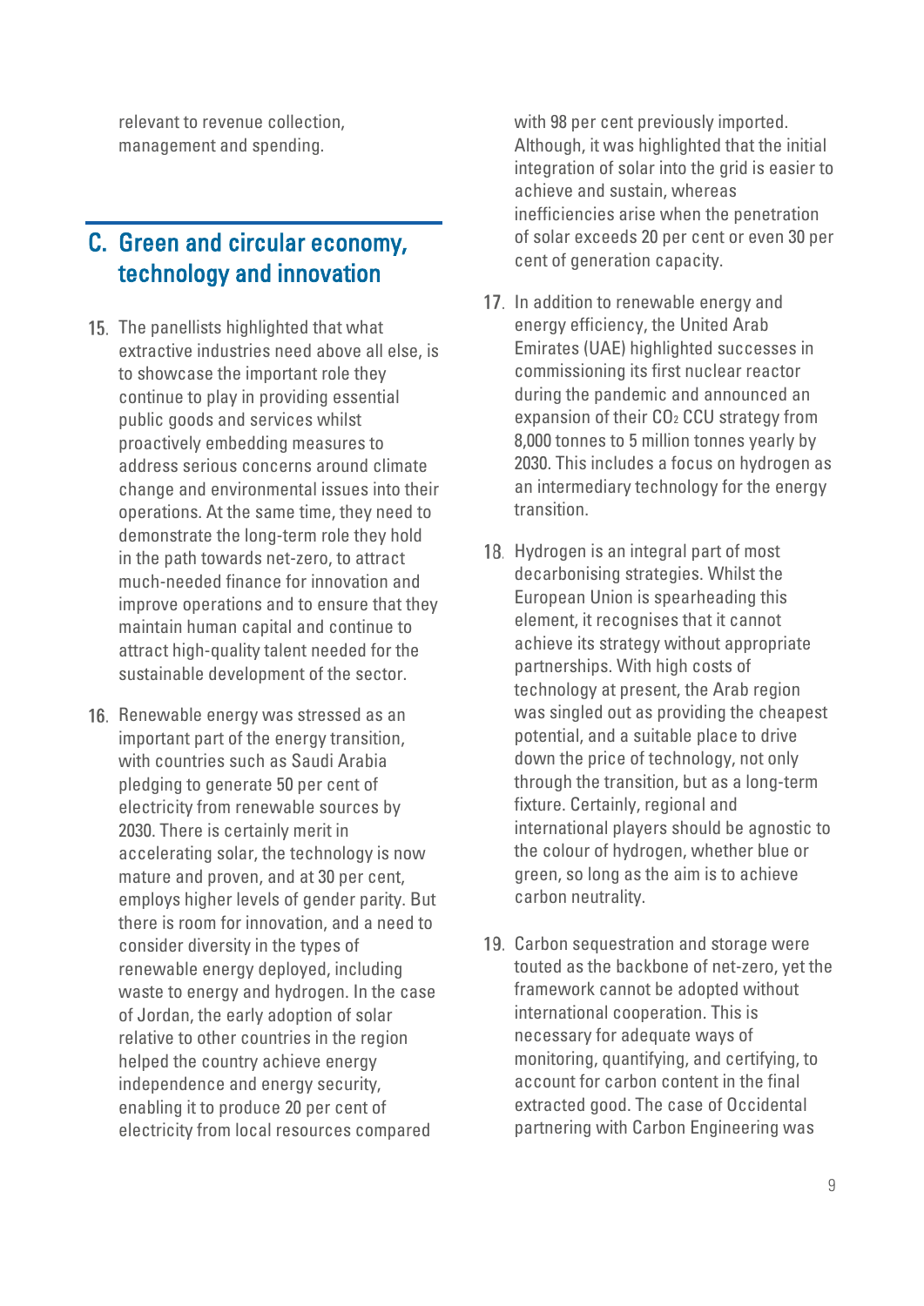relevant to revenue collection, management and spending.

## C. Green and circular economy, technology and innovation

15. The panellists highlighted that what extractive industries need above all else, is to showcase the important role they continue to play in providing essential public goods and services whilst proactively embedding measures to address serious concerns around climate change and environmental issues into their operations. At the same time, they need to demonstrate the long-term role they hold in the path towards net-zero, to attract much-needed finance for innovation and improve operations and to ensure that they maintain human capital and continue to attract high-quality talent needed for the sustainable development of the sector.

16. Renewable energy was stressed as an important part of the energy transition, with countries such as Saudi Arabia pledging to generate 50 per cent of electricity from renewable sources by 2030. There is certainly merit in accelerating solar, the technology is now mature and proven, and at 30 per cent, employs higher levels of gender parity. But there is room for innovation, and a need to consider diversity in the types of renewable energy deployed, including waste to energy and hydrogen. In the case of Jordan, the early adoption of solar relative to other countries in the region helped the country achieve energy independence and energy security, enabling it to produce 20 per cent of electricity from local resources compared with 98 per cent previously imported. Although, it was highlighted that the initial integration of solar into the grid is easier to achieve and sustain, whereas inefficiencies arise when the penetration of solar exceeds 20 per cent or even 30 per cent of generation capacity.

17. In addition to renewable energy and energy efficiency, the United Arab Emirates (UAE) highlighted successes in commissioning its first nuclear reactor during the pandemic and announced an expansion of their $CO_2$ CCU strategy from 8,000 tonnes to 5 million tonnes yearly by 2030. This includes a focus on hydrogen as an intermediary technology for the energy transition.

18. Hydrogen is an integral part of most decarbonising strategies. Whilst the European Union is spearheading this element, it recognises that it cannot achieve its strategy without appropriate partnerships. With high costs of technology at present, the Arab region was singled out as providing the cheapest potential, and a suitable place to drive down the price of technology, not only through the transition, but as a long-term fixture. Certainly, regional and international players should be agnostic to the colour of hydrogen, whether blue or green, so long as the aim is to achieve carbon neutrality.

19. Carbon sequestration and storage were touted as the backbone of net-zero, yet the framework cannot be adopted without international cooperation. This is necessary for adequate ways of monitoring, quantifying, and certifying, to account for carbon content in the final extracted good. The case of Occidental partnering with Carbon Engineering was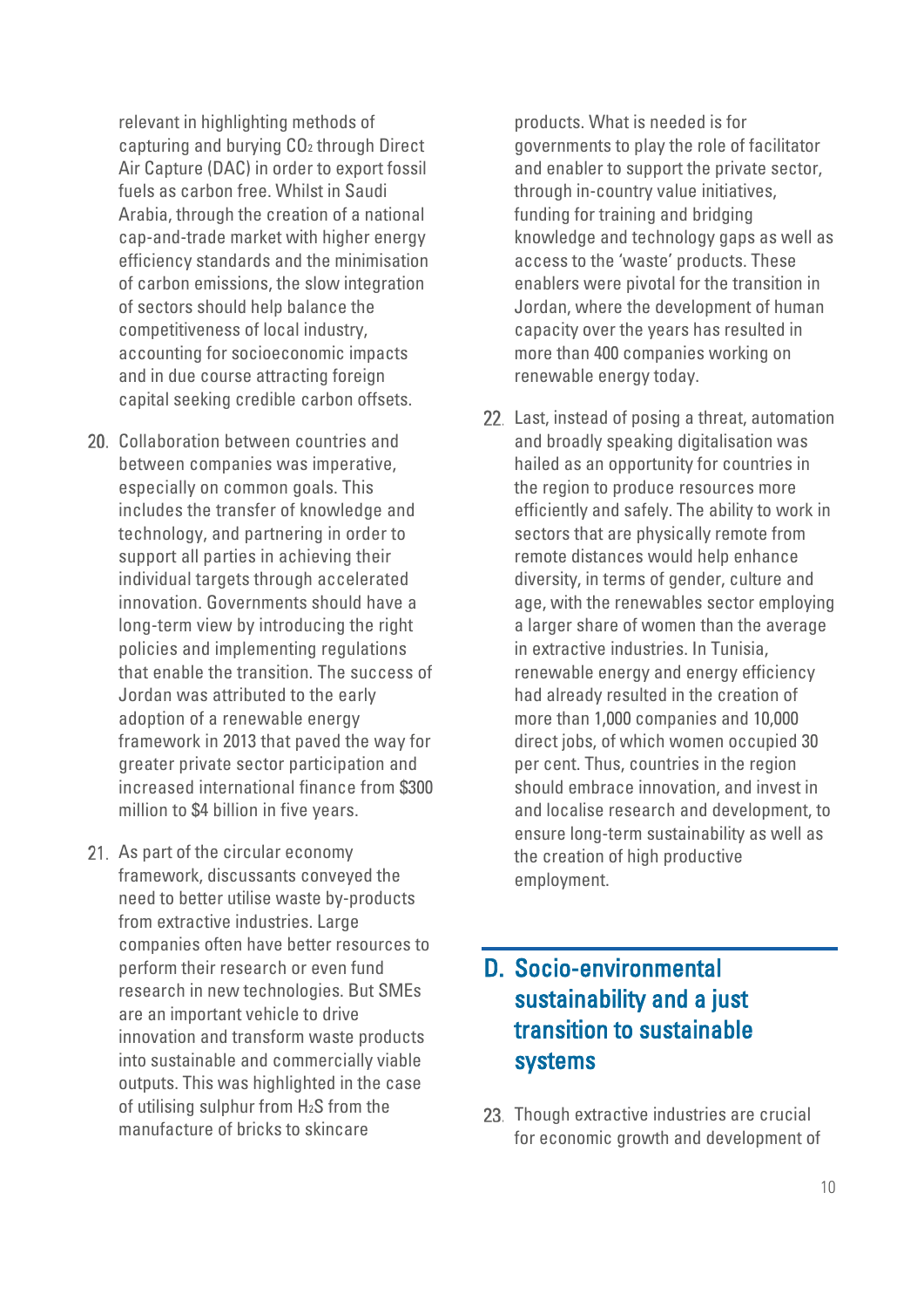relevant in highlighting methods of capturing and burying $CO_2$ through Direct Air Capture (DAC) in order to export fossil fuels as carbon free. Whilst in Saudi Arabia, through the creation of a national cap-and-trade market with higher energy efficiency standards and the minimisation of carbon emissions, the slow integration of sectors should help balance the competitiveness of local industry, accounting for socioeconomic impacts and in due course attracting foreign capital seeking credible carbon offsets.

20. Collaboration between countries and between companies was imperative, especially on common goals. This includes the transfer of knowledge and technology, and partnering in order to support all parties in achieving their individual targets through accelerated innovation. Governments should have a long-term view by introducing the right policies and implementing regulations that enable the transition. The success of Jordan was attributed to the early adoption of a renewable energy framework in 2013 that paved the way for greater private sector participation and increased international finance from $300 million to $4 billion in five years.

21. As part of the circular economy framework, discussants conveyed the need to better utilise waste by-products from extractive industries. Large companies often have better resources to perform their research or even fund research in new technologies. But SMEs are an important vehicle to drive innovation and transform waste products into sustainable and commercially viable outputs. This was highlighted in the case of utilising sulphur from $H_2S$ from the manufacture of bricks to skincare products. What is needed is for governments to play the role of facilitator and enabler to support the private sector, through in-country value initiatives, funding for training and bridging knowledge and technology gaps as well as access to the 'waste' products. These enablers were pivotal for the transition in Jordan, where the development of human capacity over the years has resulted in more than 400 companies working on renewable energy today.

22. Last, instead of posing a threat, automation and broadly speaking digitalisation was hailed as an opportunity for countries in the region to produce resources more efficiently and safely. The ability to work in sectors that are physically remote from remote distances would help enhance diversity, in terms of gender, culture and age, with the renewables sector employing a larger share of women than the average in extractive industries. In Tunisia, renewable energy and energy efficiency had already resulted in the creation of more than 1,000 companies and 10,000 direct jobs, of which women occupied 30 per cent. Thus, countries in the region should embrace innovation, and invest in and localise research and development, to ensure long-term sustainability as well as the creation of high productive employment.

## D. Socio-environmental sustainability and a just transition to sustainable systems

23. Though extractive industries are crucial for economic growth and development of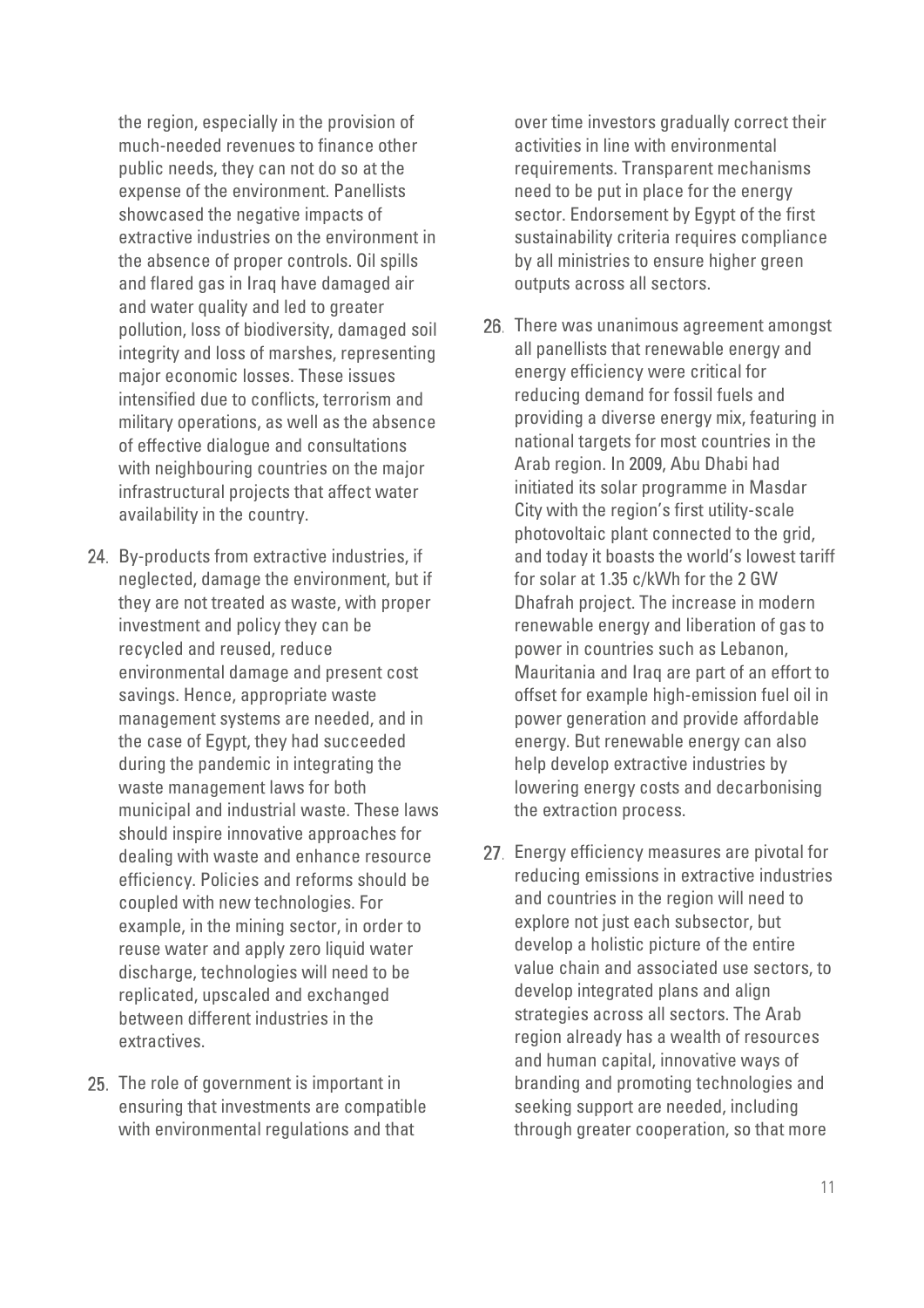the region, especially in the provision of much-needed revenues to finance other public needs, they can not do so at the expense of the environment. Panellists showcased the negative impacts of extractive industries on the environment in the absence of proper controls. Oil spills and flared gas in Iraq have damaged air and water quality and led to greater pollution, loss of biodiversity, damaged soil integrity and loss of marshes, representing major economic losses. These issues intensified due to conflicts, terrorism and military operations, as well as the absence of effective dialogue and consultations with neighbouring countries on the major infrastructural projects that affect water availability in the country.

24. By-products from extractive industries, if neglected, damage the environment, but if they are not treated as waste, with proper investment and policy they can be recycled and reused, reduce environmental damage and present cost savings. Hence, appropriate waste management systems are needed, and in the case of Egypt, they had succeeded during the pandemic in integrating the waste management laws for both municipal and industrial waste. These laws should inspire innovative approaches for dealing with waste and enhance resource efficiency. Policies and reforms should be coupled with new technologies. For example, in the mining sector, in order to reuse water and apply zero liquid water discharge, technologies will need to be replicated, upscaled and exchanged between different industries in the extractives.

25. The role of government is important in ensuring that investments are compatible with environmental regulations and that over time investors gradually correct their activities in line with environmental requirements. Transparent mechanisms need to be put in place for the energy sector. Endorsement by Egypt of the first sustainability criteria requires compliance by all ministries to ensure higher green outputs across all sectors.

26. There was unanimous agreement amongst all panellists that renewable energy and energy efficiency were critical for reducing demand for fossil fuels and providing a diverse energy mix, featuring in national targets for most countries in the Arab region. In 2009, Abu Dhabi had initiated its solar programme in Masdar City with the region's first utility-scale photovoltaic plant connected to the grid, and today it boasts the world's lowest tariff for solar at 1.35 c/kWh for the 2 GW Dhafrah project. The increase in modern renewable energy and liberation of gas to power in countries such as Lebanon, Mauritania and Iraq are part of an effort to offset for example high-emission fuel oil in power generation and provide affordable energy. But renewable energy can also help develop extractive industries by lowering energy costs and decarbonising the extraction process.

27. Energy efficiency measures are pivotal for reducing emissions in extractive industries and countries in the region will need to explore not just each subsector, but develop a holistic picture of the entire value chain and associated use sectors, to develop integrated plans and align strategies across all sectors. The Arab region already has a wealth of resources and human capital, innovative ways of branding and promoting technologies and seeking support are needed, including through greater cooperation, so that more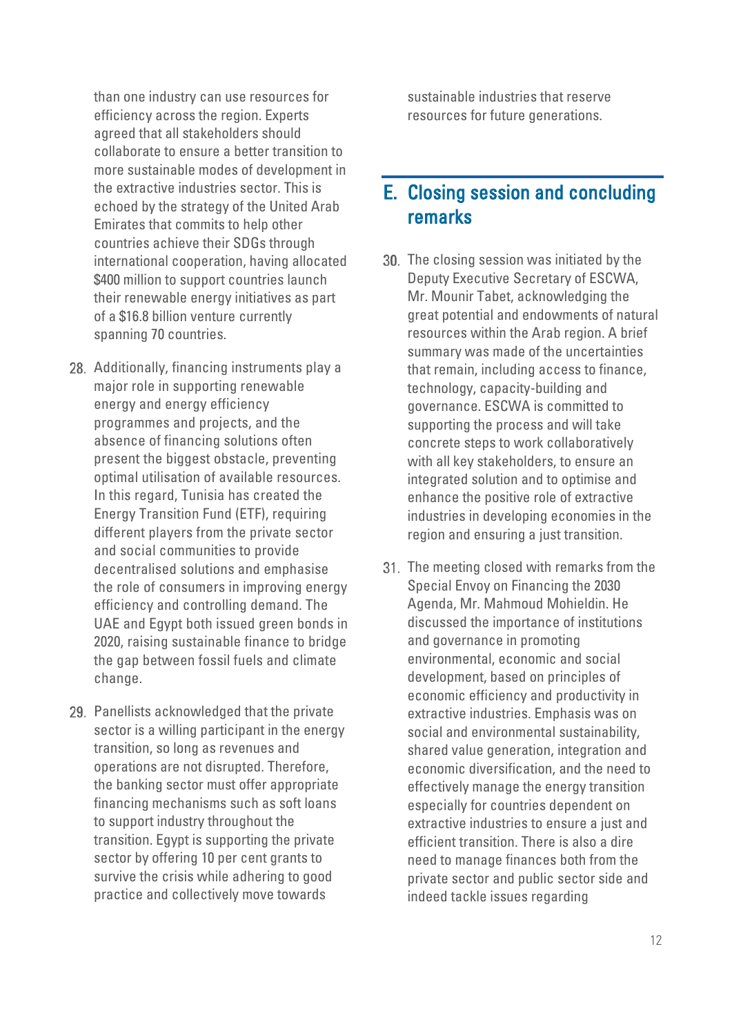than one industry can use resources for efficiency across the region. Experts agreed that all stakeholders should collaborate to ensure a better transition to more sustainable modes of development in the extractive industries sector. This is echoed by the strategy of the United Arab Emirates that commits to help other countries achieve their SDGs through international cooperation, having allocated $400 million to support countries launch their renewable energy initiatives as part of a $16.8 billion venture currently spanning 70 countries.

28. Additionally, financing instruments play a major role in supporting renewable energy and energy efficiency programmes and projects, and the absence of financing solutions often present the biggest obstacle, preventing optimal utilisation of available resources. In this regard, Tunisia has created the Energy Transition Fund (ETF), requiring different players from the private sector and social communities to provide decentralised solutions and emphasise the role of consumers in improving energy efficiency and controlling demand. The UAE and Egypt both issued green bonds in 2020, raising sustainable finance to bridge the gap between fossil fuels and climate change.

29. Panellists acknowledged that the private sector is a willing participant in the energy transition, so long as revenues and operations are not disrupted. Therefore, the banking sector must offer appropriate financing mechanisms such as soft loans to support industry throughout the transition. Egypt is supporting the private sector by offering 10 per cent grants to survive the crisis while adhering to good practice and collectively move towards sustainable industries that reserve resources for future generations.

## E. Closing session and concluding remarks

30. The closing session was initiated by the Deputy Executive Secretary of ESCWA, Mr. Mounir Tabet, acknowledging the great potential and endowments of natural resources within the Arab region. A brief summary was made of the uncertainties that remain, including access to finance, technology, capacity-building and governance. ESCWA is committed to supporting the process and will take concrete steps to work collaboratively with all key stakeholders, to ensure an integrated solution and to optimise and enhance the positive role of extractive industries in developing economies in the region and ensuring a just transition.

31. The meeting closed with remarks from the Special Envoy on Financing the 2030 Agenda, Mr. Mahmoud Mohieldin. He discussed the importance of institutions and governance in promoting environmental, economic and social development, based on principles of economic efficiency and productivity in extractive industries. Emphasis was on social and environmental sustainability, shared value generation, integration and economic diversification, and the need to effectively manage the energy transition especially for countries dependent on extractive industries to ensure a just and efficient transition. There is also a dire need to manage finances both from the private sector and public sector side and indeed tackle issues regarding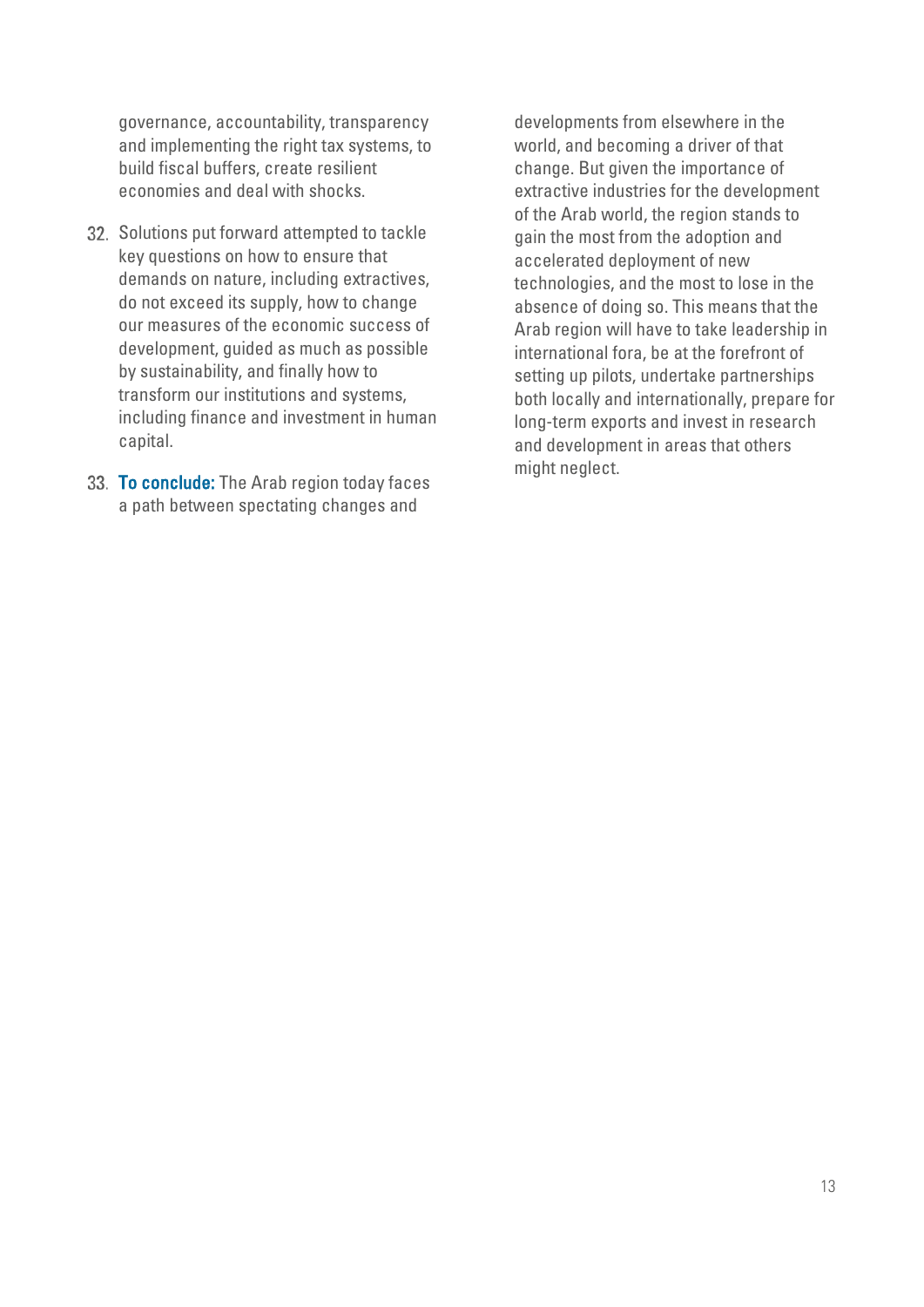governance, accountability, transparency and implementing the right tax systems, to build fiscal buffers, create resilient economies and deal with shocks.

32. Solutions put forward attempted to tackle key questions on how to ensure that demands on nature, including extractives, do not exceed its supply, how to change our measures of the economic success of development, guided as much as possible by sustainability, and finally how to transform our institutions and systems, including finance and investment in human capital.

33. **To conclude:** The Arab region today faces a path between spectating changes and developments from elsewhere in the world, and becoming a driver of that change. But given the importance of extractive industries for the development of the Arab world, the region stands to gain the most from the adoption and accelerated deployment of new technologies, and the most to lose in the absence of doing so. This means that the Arab region will have to take leadership in international fora, be at the forefront of setting up pilots, undertake partnerships both locally and internationally, prepare for long-term exports and invest in research and development in areas that others might neglect.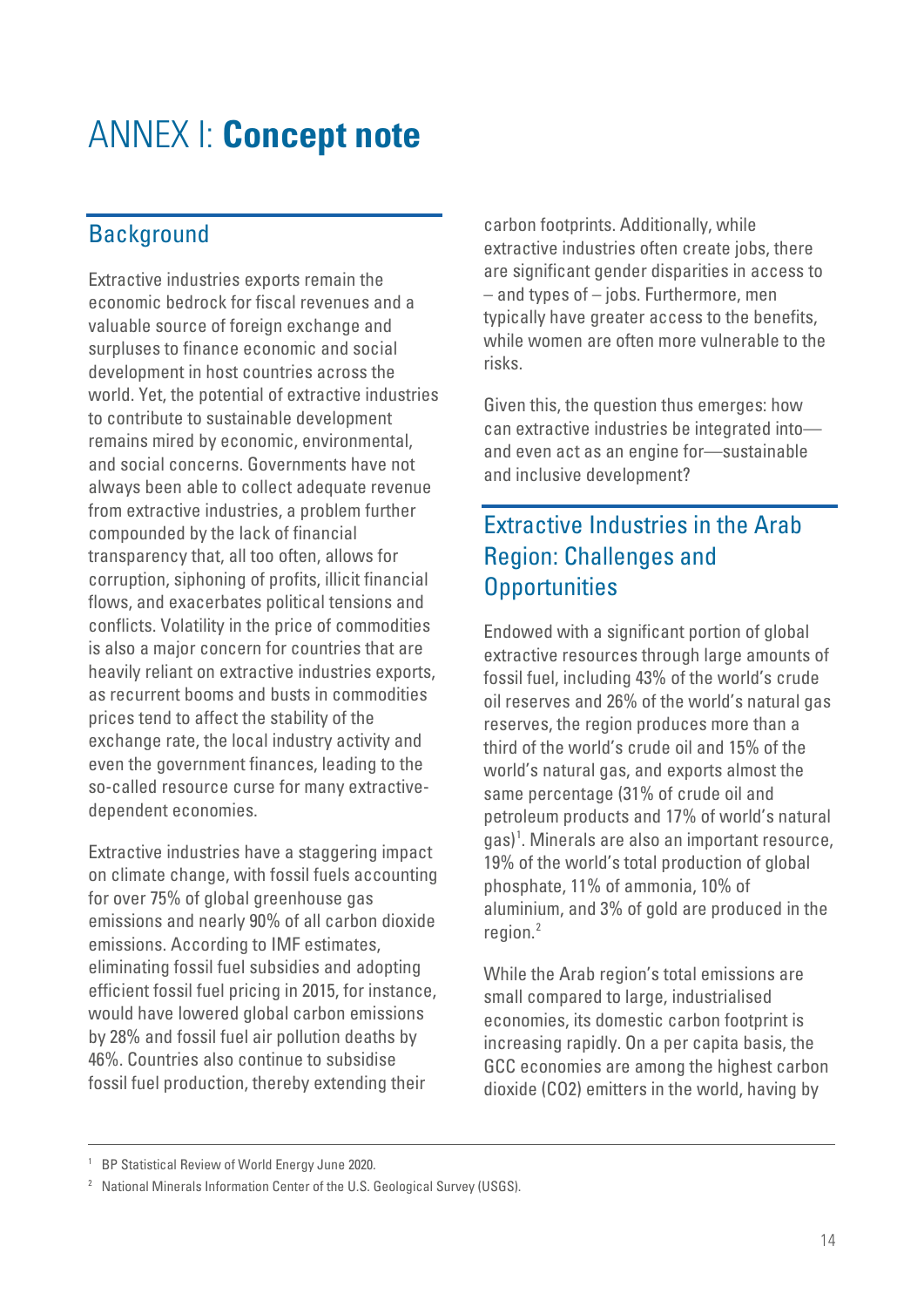# ANNEX I: **Concept note**

## Background

Extractive industries exports remain the economic bedrock for fiscal revenues and a valuable source of foreign exchange and surpluses to finance economic and social development in host countries across the world. Yet, the potential of extractive industries to contribute to sustainable development remains mired by economic, environmental, and social concerns. Governments have not always been able to collect adequate revenue from extractive industries, a problem further compounded by the lack of financial transparency that, all too often, allows for corruption, siphoning of profits, illicit financial flows, and exacerbates political tensions and conflicts. Volatility in the price of commodities is also a major concern for countries that are heavily reliant on extractive industries exports, as recurrent booms and busts in commodities prices tend to affect the stability of the exchange rate, the local industry activity and even the government finances, leading to the so-called resource curse for many extractive-dependent economies.

Extractive industries have a staggering impact on climate change, with fossil fuels accounting for over 75% of global greenhouse gas emissions and nearly 90% of all carbon dioxide emissions. According to IMF estimates, eliminating fossil fuel subsidies and adopting efficient fossil fuel pricing in 2015, for instance, would have lowered global carbon emissions by 28% and fossil fuel air pollution deaths by 46%. Countries also continue to subsidise fossil fuel production, thereby extending their carbon footprints. Additionally, while extractive industries often create jobs, there are significant gender disparities in access to – and types of – jobs. Furthermore, men typically have greater access to the benefits, while women are often more vulnerable to the risks.

Given this, the question thus emerges: how can extractive industries be integrated into—and even act as an engine for—sustainable and inclusive development?

## Extractive Industries in the Arab Region: Challenges and Opportunities

Endowed with a significant portion of global extractive resources through large amounts of fossil fuel, including 43% of the world's crude oil reserves and 26% of the world's natural gas reserves, the region produces more than a third of the world's crude oil and 15% of the world's natural gas, and exports almost the same percentage (31% of crude oil and petroleum products and 17% of world's natural gas)[1]. Minerals are also an important resource, 19% of the world's total production of global phosphate, 11% of ammonia, 10% of aluminium, and 3% of gold are produced in the region.[2]

While the Arab region's total emissions are small compared to large, industrialised economies, its domestic carbon footprint is increasing rapidly. On a per capita basis, the GCC economies are among the highest carbon dioxide ($CO_2$) emitters in the world, having by

---

[1] BP Statistical Review of World Energy June 2020.

[2] National Minerals Information Center of the U.S. Geological Survey (USGS).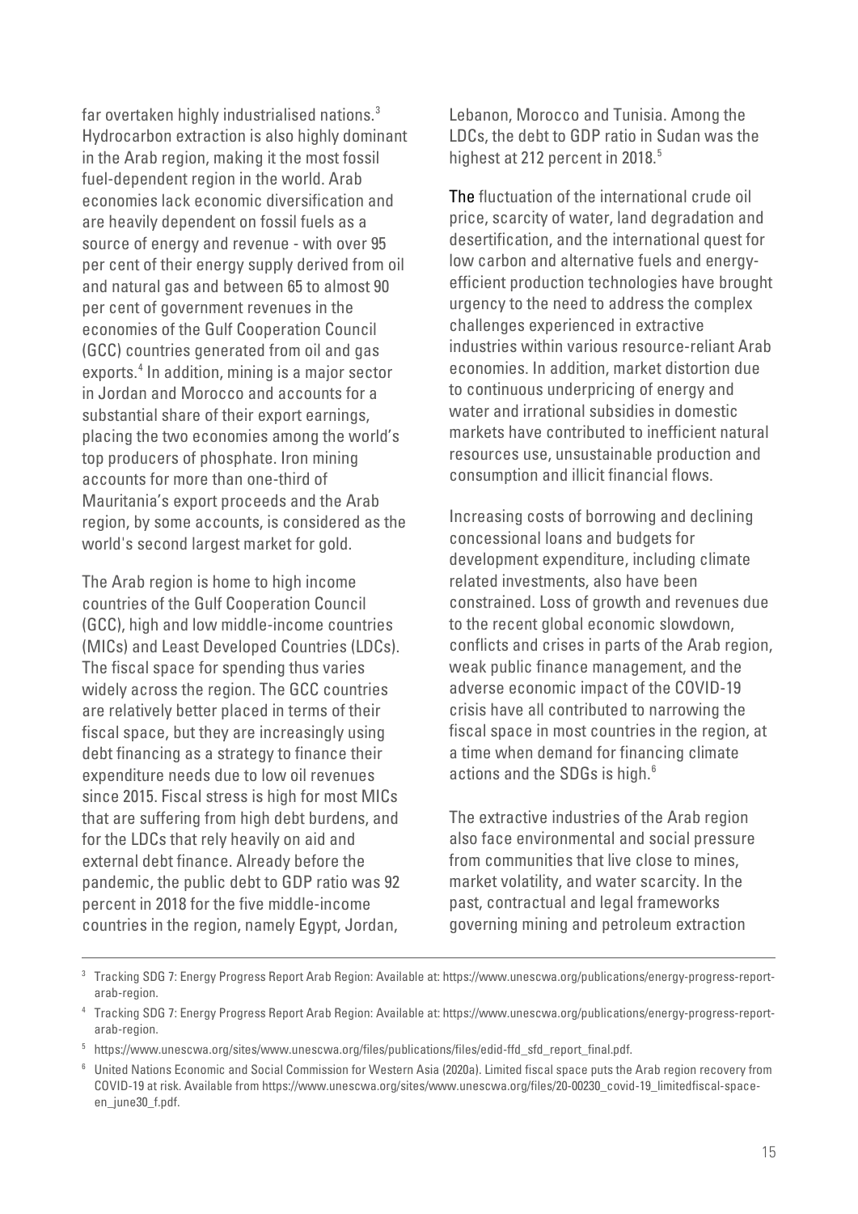far overtaken highly industrialised nations.[3] Hydrocarbon extraction is also highly dominant in the Arab region, making it the most fossil fuel-dependent region in the world. Arab economies lack economic diversification and are heavily dependent on fossil fuels as a source of energy and revenue - with over 95 per cent of their energy supply derived from oil and natural gas and between 65 to almost 90 per cent of government revenues in the economies of the Gulf Cooperation Council (GCC) countries generated from oil and gas exports.[4] In addition, mining is a major sector in Jordan and Morocco and accounts for a substantial share of their export earnings, placing the two economies among the world's top producers of phosphate. Iron mining accounts for more than one-third of Mauritania's export proceeds and the Arab region, by some accounts, is considered as the world's second largest market for gold.

The Arab region is home to high income countries of the Gulf Cooperation Council (GCC), high and low middle-income countries (MICs) and Least Developed Countries (LDCs). The fiscal space for spending thus varies widely across the region. The GCC countries are relatively better placed in terms of their fiscal space, but they are increasingly using debt financing as a strategy to finance their expenditure needs due to low oil revenues since 2015. Fiscal stress is high for most MICs that are suffering from high debt burdens, and for the LDCs that rely heavily on aid and external debt finance. Already before the pandemic, the public debt to GDP ratio was 92 percent in 2018 for the five middle-income countries in the region, namely Egypt, Jordan, Lebanon, Morocco and Tunisia. Among the LDCs, the debt to GDP ratio in Sudan was the highest at 212 percent in 2018.[5]

The fluctuation of the international crude oil price, scarcity of water, land degradation and desertification, and the international quest for low carbon and alternative fuels and energy-efficient production technologies have brought urgency to the need to address the complex challenges experienced in extractive industries within various resource-reliant Arab economies. In addition, market distortion due to continuous underpricing of energy and water and irrational subsidies in domestic markets have contributed to inefficient natural resources use, unsustainable production and consumption and illicit financial flows.

Increasing costs of borrowing and declining concessional loans and budgets for development expenditure, including climate related investments, also have been constrained. Loss of growth and revenues due to the recent global economic slowdown, conflicts and crises in parts of the Arab region, weak public finance management, and the adverse economic impact of the COVID-19 crisis have all contributed to narrowing the fiscal space in most countries in the region, at a time when demand for financing climate actions and the SDGs is high.[6]

The extractive industries of the Arab region also face environmental and social pressure from communities that live close to mines, market volatility, and water scarcity. In the past, contractual and legal frameworks governing mining and petroleum extraction

---

[3] Tracking SDG 7: Energy Progress Report Arab Region: Available at: https://www.unescwa.org/publications/energy-progress-report-arab-region.

[4] Tracking SDG 7: Energy Progress Report Arab Region: Available at: https://www.unescwa.org/publications/energy-progress-report-arab-region.

[5] https://www.unescwa.org/sites/www.unescwa.org/files/publications/files/edid-ffd_sfd_report_final.pdf.

[6] United Nations Economic and Social Commission for Western Asia (2020a). Limited fiscal space puts the Arab region recovery from COVID-19 at risk. Available from https://www.unescwa.org/sites/www.unescwa.org/files/20-00230_covid-19_limitedfiscal-space-en_june30_f.pdf.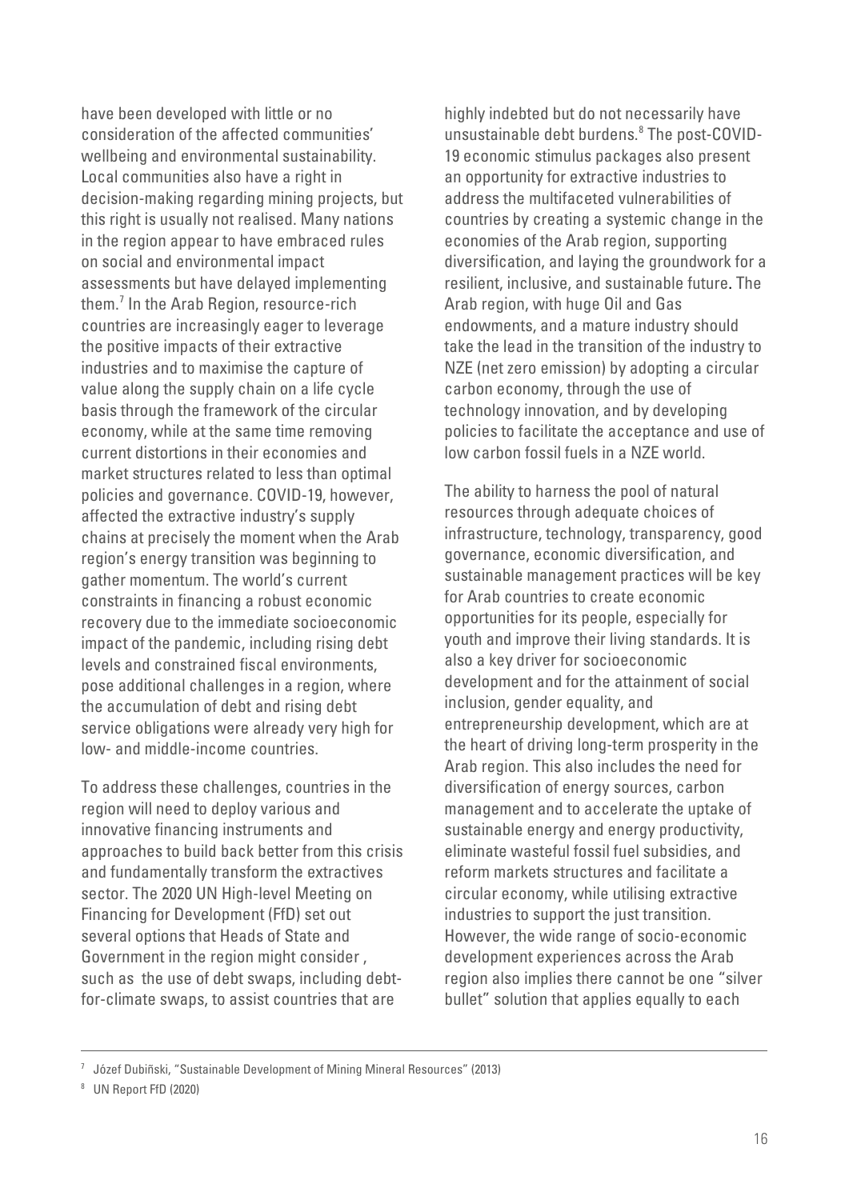have been developed with little or no consideration of the affected communities' wellbeing and environmental sustainability. Local communities also have a right in decision-making regarding mining projects, but this right is usually not realised. Many nations in the region appear to have embraced rules on social and environmental impact assessments but have delayed implementing them.[7] In the Arab Region, resource-rich countries are increasingly eager to leverage the positive impacts of their extractive industries and to maximise the capture of value along the supply chain on a life cycle basis through the framework of the circular economy, while at the same time removing current distortions in their economies and market structures related to less than optimal policies and governance. COVID-19, however, affected the extractive industry's supply chains at precisely the moment when the Arab region's energy transition was beginning to gather momentum. The world's current constraints in financing a robust economic recovery due to the immediate socioeconomic impact of the pandemic, including rising debt levels and constrained fiscal environments, pose additional challenges in a region, where the accumulation of debt and rising debt service obligations were already very high for low- and middle-income countries.

To address these challenges, countries in the region will need to deploy various and innovative financing instruments and approaches to build back better from this crisis and fundamentally transform the extractives sector. The 2020 UN High-level Meeting on Financing for Development (FfD) set out several options that Heads of State and Government in the region might consider , such as the use of debt swaps, including debt-for-climate swaps, to assist countries that are highly indebted but do not necessarily have unsustainable debt burdens.[8] The post-COVID-19 economic stimulus packages also present an opportunity for extractive industries to address the multifaceted vulnerabilities of countries by creating a systemic change in the economies of the Arab region, supporting diversification, and laying the groundwork for a resilient, inclusive, and sustainable future. The Arab region, with huge Oil and Gas endowments, and a mature industry should take the lead in the transition of the industry to NZE (net zero emission) by adopting a circular carbon economy, through the use of technology innovation, and by developing policies to facilitate the acceptance and use of low carbon fossil fuels in a NZE world.

The ability to harness the pool of natural resources through adequate choices of infrastructure, technology, transparency, good governance, economic diversification, and sustainable management practices will be key for Arab countries to create economic opportunities for its people, especially for youth and improve their living standards. It is also a key driver for socioeconomic development and for the attainment of social inclusion, gender equality, and entrepreneurship development, which are at the heart of driving long-term prosperity in the Arab region. This also includes the need for diversification of energy sources, carbon management and to accelerate the uptake of sustainable energy and energy productivity, eliminate wasteful fossil fuel subsidies, and reform markets structures and facilitate a circular economy, while utilising extractive industries to support the just transition. However, the wide range of socio-economic development experiences across the Arab region also implies there cannot be one "silver bullet" solution that applies equally to each

---

[7] Józef Dubiñski, "Sustainable Development of Mining Mineral Resources" (2013)

[8] UN Report FfD (2020)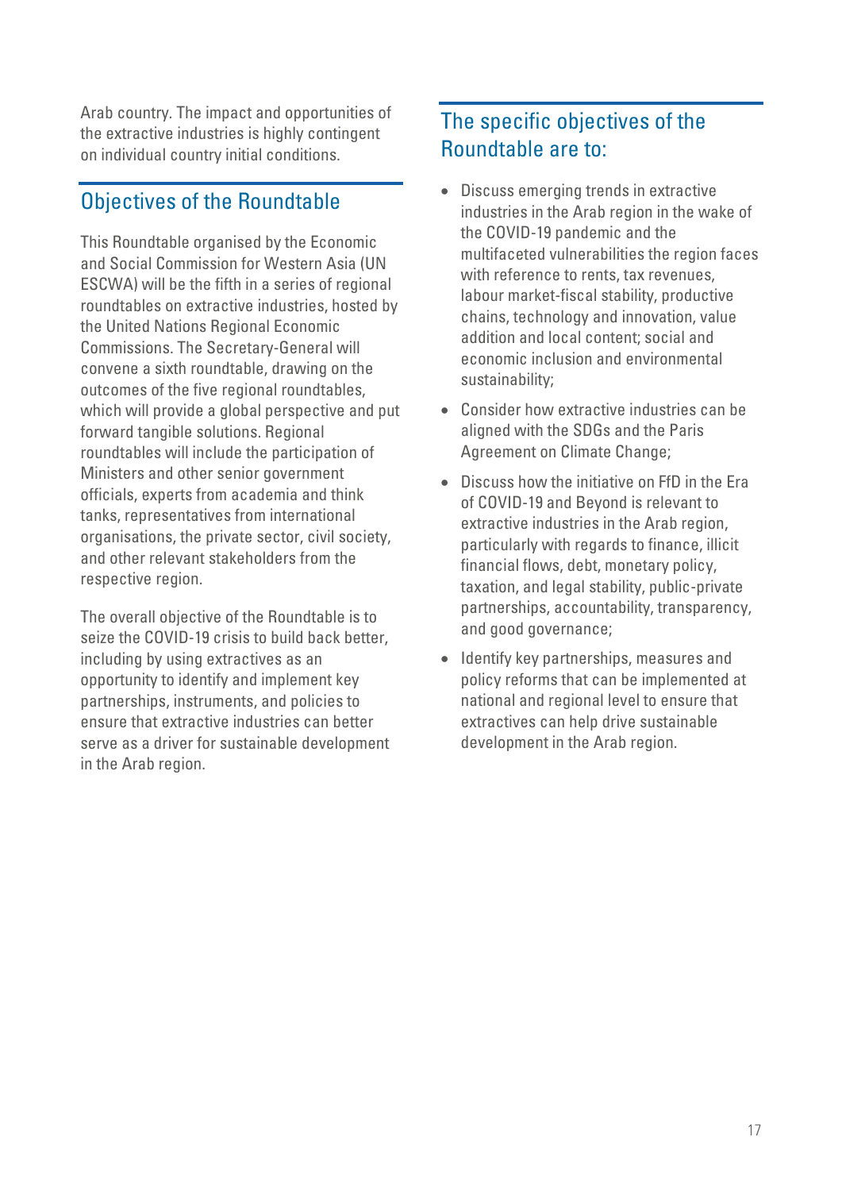Arab country. The impact and opportunities of the extractive industries is highly contingent on individual country initial conditions.

## Objectives of the Roundtable

This Roundtable organised by the Economic and Social Commission for Western Asia (UN ESCWA) will be the fifth in a series of regional roundtables on extractive industries, hosted by the United Nations Regional Economic Commissions. The Secretary-General will convene a sixth roundtable, drawing on the outcomes of the five regional roundtables, which will provide a global perspective and put forward tangible solutions. Regional roundtables will include the participation of Ministers and other senior government officials, experts from academia and think tanks, representatives from international organisations, the private sector, civil society, and other relevant stakeholders from the respective region.

The overall objective of the Roundtable is to seize the COVID-19 crisis to build back better, including by using extractives as an opportunity to identify and implement key partnerships, instruments, and policies to ensure that extractive industries can better serve as a driver for sustainable development in the Arab region.

## The specific objectives of the Roundtable are to:

- Discuss emerging trends in extractive industries in the Arab region in the wake of the COVID-19 pandemic and the multifaceted vulnerabilities the region faces with reference to rents, tax revenues, labour market-fiscal stability, productive chains, technology and innovation, value addition and local content; social and economic inclusion and environmental sustainability;
- Consider how extractive industries can be aligned with the SDGs and the Paris Agreement on Climate Change;
- Discuss how the initiative on FfD in the Era of COVID-19 and Beyond is relevant to extractive industries in the Arab region, particularly with regards to finance, illicit financial flows, debt, monetary policy, taxation, and legal stability, public-private partnerships, accountability, transparency, and good governance;
- Identify key partnerships, measures and policy reforms that can be implemented at national and regional level to ensure that extractives can help drive sustainable development in the Arab region.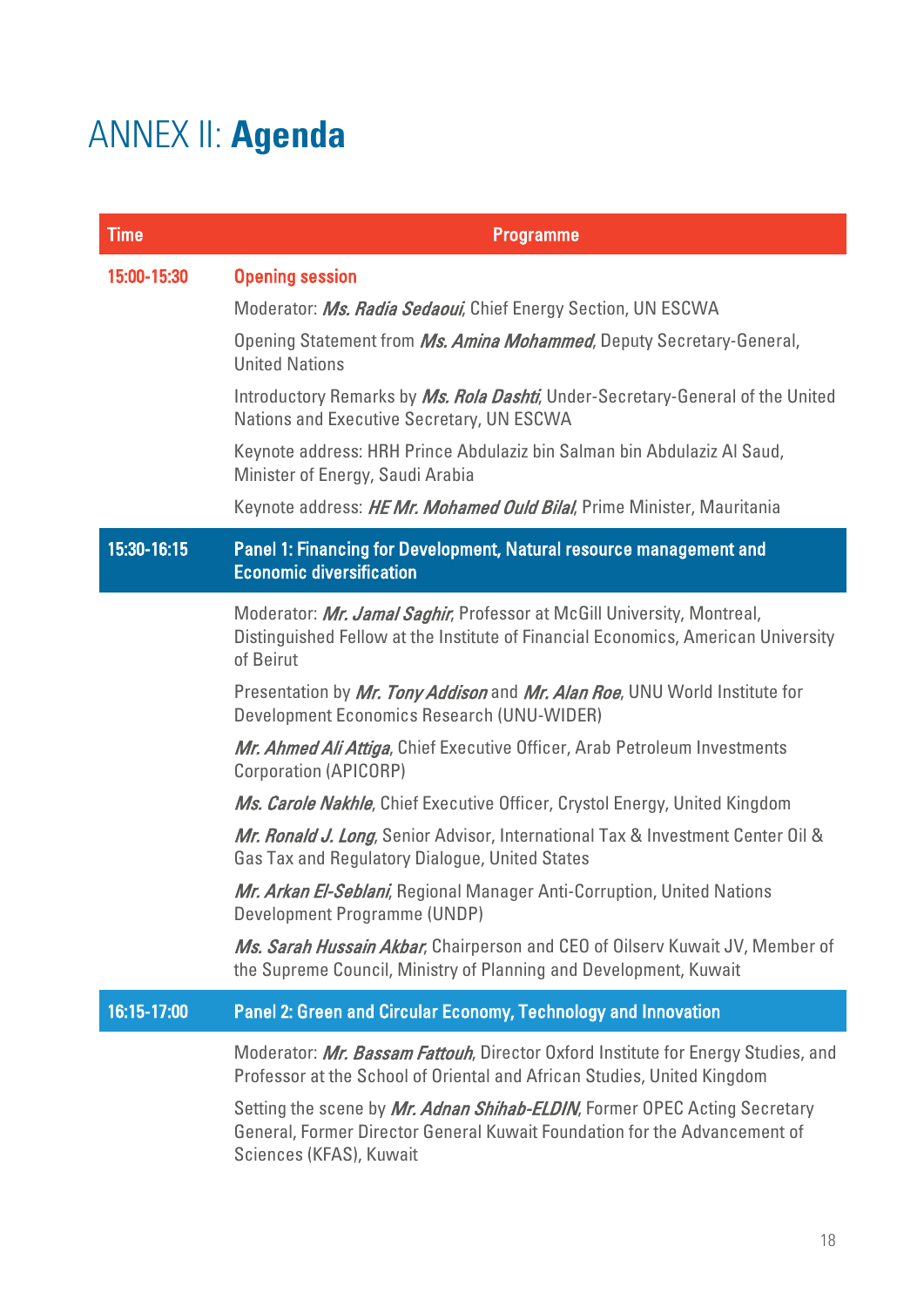# ANNEX II: **Agenda**

| Time | Programme |
|---|---|
| 15:00-15:30 | **Opening session** |
| | Moderator: ***Ms. Radia Sedaoui***, Chief Energy Section, UN ESCWA |
| | Opening Statement from ***Ms. Amina Mohammed***, Deputy Secretary-General, United Nations |
| | Introductory Remarks by ***Ms. Rola Dashti***, Under-Secretary-General of the United Nations and Executive Secretary, UN ESCWA |
| | Keynote address: HRH Prince Abdulaziz bin Salman bin Abdulaziz Al Saud, Minister of Energy, Saudi Arabia |
| | Keynote address: ***HE Mr. Mohamed Ould Bilal***, Prime Minister, Mauritania |
| 15:30-16:15 | **Panel 1: Financing for Development, Natural resource management and Economic diversification** |
| | Moderator: ***Mr. Jamal Saghir***, Professor at McGill University, Montreal, Distinguished Fellow at the Institute of Financial Economics, American University of Beirut |
| | Presentation by ***Mr. Tony Addison*** and ***Mr. Alan Roe***, UNU World Institute for Development Economics Research (UNU-WIDER) |
| | ***Mr. Ahmed Ali Attiga***, Chief Executive Officer, Arab Petroleum Investments Corporation (APICORP) |
| | ***Ms. Carole Nakhle***, Chief Executive Officer, Crystol Energy, United Kingdom |
| | ***Mr. Ronald J. Long***, Senior Advisor, International Tax & Investment Center Oil & Gas Tax and Regulatory Dialogue, United States |
| | ***Mr. Arkan El-Seblani***, Regional Manager Anti-Corruption, United Nations Development Programme (UNDP) |
| | ***Ms. Sarah Hussain Akbar***, Chairperson and CEO of Oilserv Kuwait JV, Member of the Supreme Council, Ministry of Planning and Development, Kuwait |
| 16:15-17:00 | **Panel 2: Green and Circular Economy, Technology and Innovation** |
| | Moderator: ***Mr. Bassam Fattouh***, Director Oxford Institute for Energy Studies, and Professor at the School of Oriental and African Studies, United Kingdom |
| | Setting the scene by ***Mr. Adnan Shihab-ELDIN***, Former OPEC Acting Secretary General, Former Director General Kuwait Foundation for the Advancement of Sciences (KFAS), Kuwait |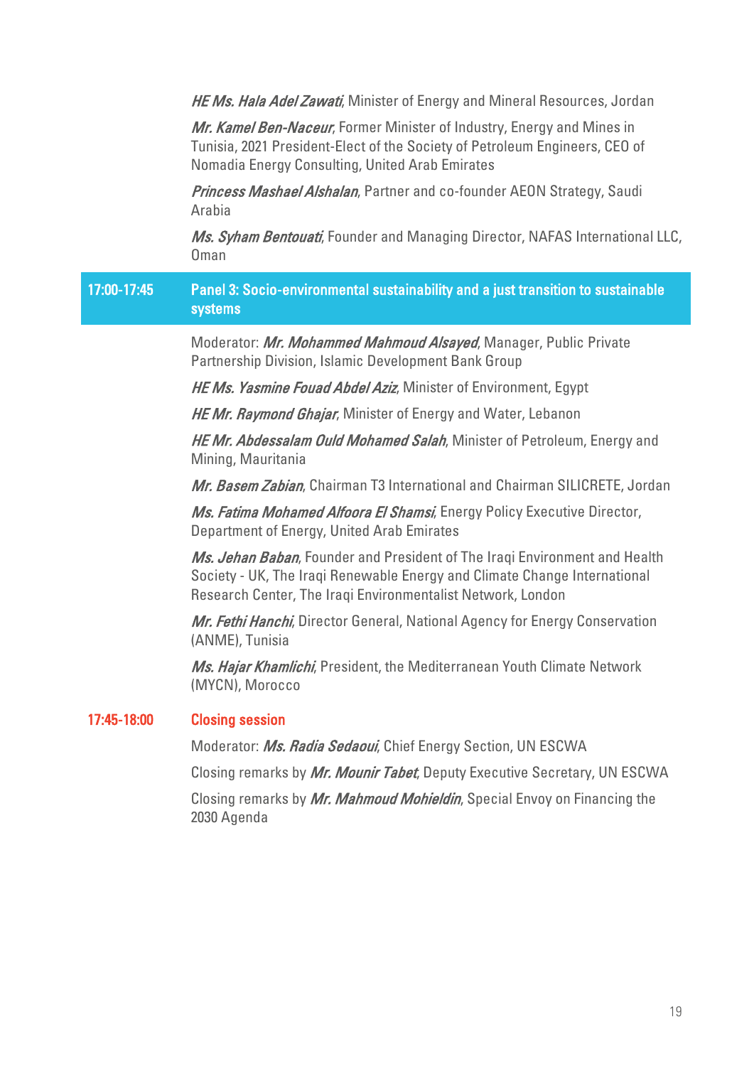***HE Ms. Hala Adel Zawati***, Minister of Energy and Mineral Resources, Jordan

***Mr. Kamel Ben-Naceur***, Former Minister of Industry, Energy and Mines in Tunisia, 2021 President-Elect of the Society of Petroleum Engineers, CEO of Nomadia Energy Consulting, United Arab Emirates

***Princess Mashael Alshalan***, Partner and co-founder AEON Strategy, Saudi Arabia

***Ms. Syham Bentouati***, Founder and Managing Director, NAFAS International LLC, Oman

## 17:00-17:45 Panel 3: Socio-environmental sustainability and a just transition to sustainable systems

Moderator: ***Mr. Mohammed Mahmoud Alsayed***, Manager, Public Private Partnership Division, Islamic Development Bank Group

***HE Ms. Yasmine Fouad Abdel Aziz***, Minister of Environment, Egypt

***HE Mr. Raymond Ghajar***, Minister of Energy and Water, Lebanon

***HE Mr. Abdessalam Ould Mohamed Salah***, Minister of Petroleum, Energy and Mining, Mauritania

***Mr. Basem Zabian***, Chairman T3 International and Chairman SILICRETE, Jordan

***Ms. Fatima Mohamed Alfoora El Shamsi***, Energy Policy Executive Director, Department of Energy, United Arab Emirates

***Ms. Jehan Baban***, Founder and President of The Iraqi Environment and Health Society - UK, The Iraqi Renewable Energy and Climate Change International Research Center, The Iraqi Environmentalist Network, London

***Mr. Fethi Hanchi***, Director General, National Agency for Energy Conservation (ANME), Tunisia

***Ms. Hajar Khamlichi***, President, the Mediterranean Youth Climate Network (MYCN), Morocco

## 17:45-18:00 Closing session

Moderator: ***Ms. Radia Sedaoui***, Chief Energy Section, UN ESCWA

Closing remarks by ***Mr. Mounir Tabet***, Deputy Executive Secretary, UN ESCWA

Closing remarks by ***Mr. Mahmoud Mohieldin***, Special Envoy on Financing the 2030 Agenda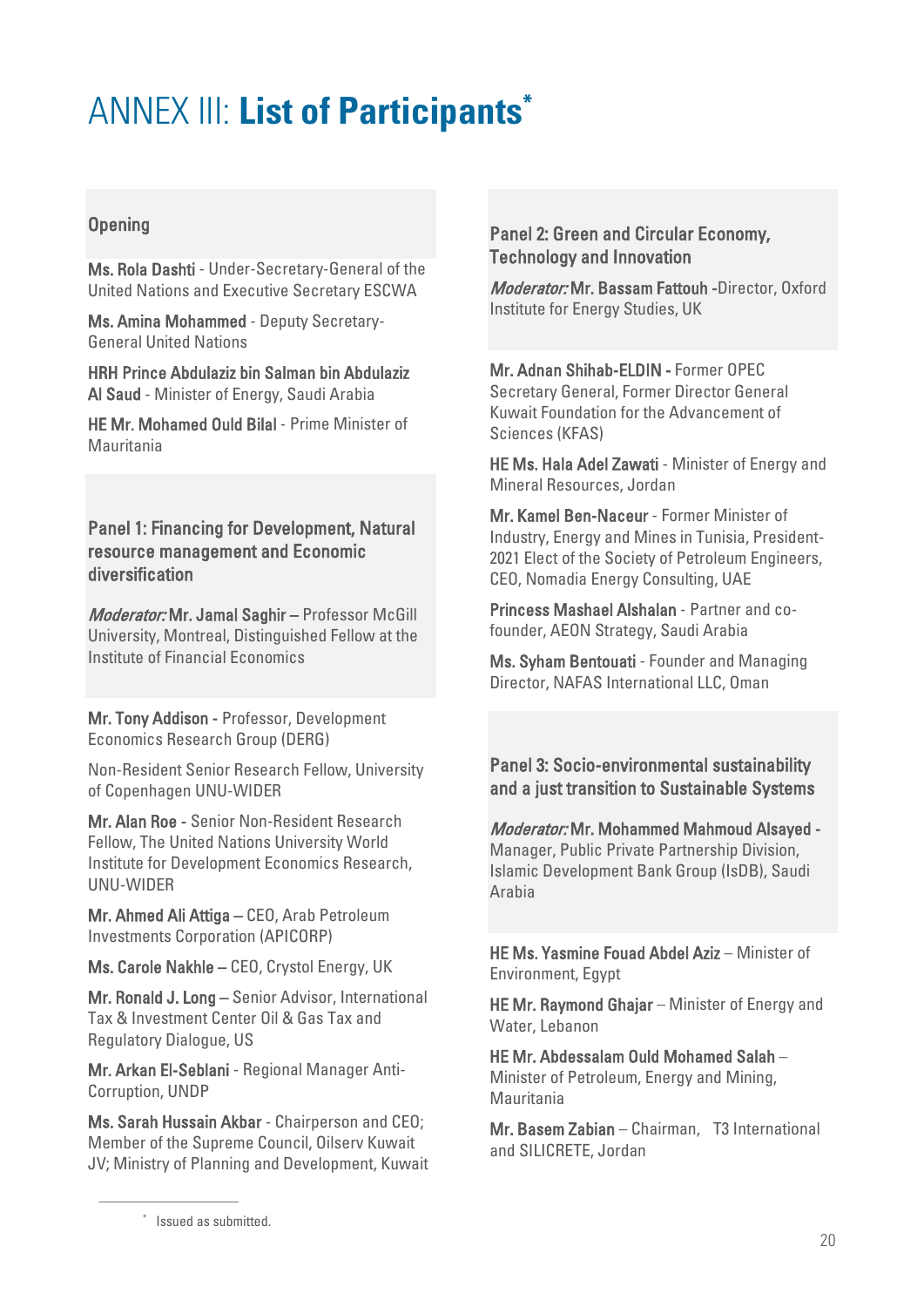# ANNEX III: **List of Participants**[*]

### Opening

**Ms. Rola Dashti** - Under-Secretary-General of the United Nations and Executive Secretary ESCWA

**Ms. Amina Mohammed** - Deputy Secretary-General United Nations

**HRH Prince Abdulaziz bin Salman bin Abdulaziz Al Saud** - Minister of Energy, Saudi Arabia

**HE Mr. Mohamed Ould Bilal** - Prime Minister of Mauritania

### Panel 1: Financing for Development, Natural resource management and Economic diversification

*Moderator:* **Mr. Jamal Saghir** – Professor McGill University, Montreal, Distinguished Fellow at the Institute of Financial Economics

**Mr. Tony Addison** - Professor, Development Economics Research Group (DERG)

Non-Resident Senior Research Fellow, University of Copenhagen UNU-WIDER

**Mr. Alan Roe** - Senior Non-Resident Research Fellow, The United Nations University World Institute for Development Economics Research, UNU-WIDER

**Mr. Ahmed Ali Attiga** – CEO, Arab Petroleum Investments Corporation (APICORP)

**Ms. Carole Nakhle** – CEO, Crystol Energy, UK

**Mr. Ronald J. Long** – Senior Advisor, International Tax & Investment Center Oil & Gas Tax and Regulatory Dialogue, US

**Mr. Arkan El-Seblani** - Regional Manager Anti-Corruption, UNDP

**Ms. Sarah Hussain Akbar** - Chairperson and CEO; Member of the Supreme Council, Oilserv Kuwait JV; Ministry of Planning and Development, Kuwait

### Panel 2: Green and Circular Economy, Technology and Innovation

*Moderator:* **Mr. Bassam Fattouh** -Director, Oxford Institute for Energy Studies, UK

**Mr. Adnan Shihab-ELDIN** - Former OPEC Secretary General, Former Director General Kuwait Foundation for the Advancement of Sciences (KFAS)

**HE Ms. Hala Adel Zawati** - Minister of Energy and Mineral Resources, Jordan

**Mr. Kamel Ben-Naceur** - Former Minister of Industry, Energy and Mines in Tunisia, President-2021 Elect of the Society of Petroleum Engineers, CEO, Nomadia Energy Consulting, UAE

**Princess Mashael Alshalan** - Partner and co-founder, AEON Strategy, Saudi Arabia

**Ms. Syham Bentouati** - Founder and Managing Director, NAFAS International LLC, Oman

### Panel 3: Socio-environmental sustainability and a just transition to Sustainable Systems

*Moderator:* **Mr. Mohammed Mahmoud Alsayed** - Manager, Public Private Partnership Division, Islamic Development Bank Group (IsDB), Saudi Arabia

**HE Ms. Yasmine Fouad Abdel Aziz** – Minister of Environment, Egypt

**HE Mr. Raymond Ghajar** – Minister of Energy and Water, Lebanon

**HE Mr. Abdessalam Ould Mohamed Salah** – Minister of Petroleum, Energy and Mining, Mauritania

**Mr. Basem Zabian** – Chairman, T3 International and SILICRETE, Jordan

---

[*] Issued as submitted.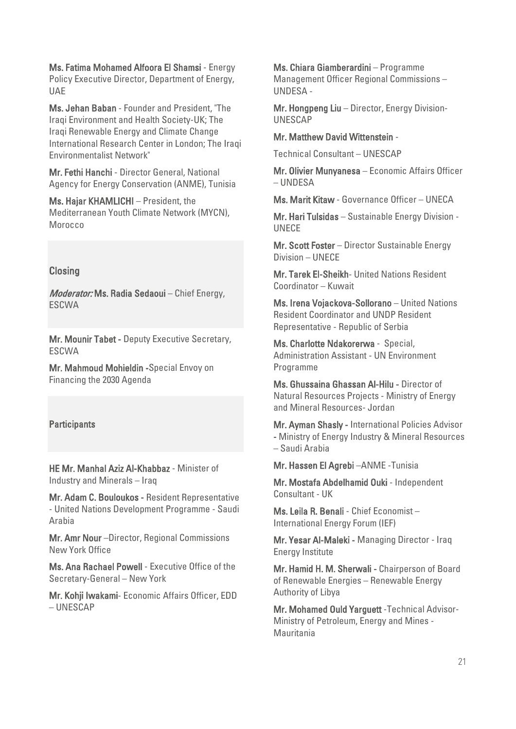**Ms. Fatima Mohamed Alfoora El Shamsi** - Energy Policy Executive Director, Department of Energy, UAE

**Ms. Jehan Baban** - Founder and President, "The Iraqi Environment and Health Society-UK; The Iraqi Renewable Energy and Climate Change International Research Center in London; The Iraqi Environmentalist Network"

**Mr. Fethi Hanchi** - Director General, National Agency for Energy Conservation (ANME), Tunisia

**Ms. Hajar KHAMLICHI** – President, the Mediterranean Youth Climate Network (MYCN), Morocco

## Closing

*Moderator:* **Ms. Radia Sedaoui** – Chief Energy, ESCWA

**Mr. Mounir Tabet -** Deputy Executive Secretary, ESCWA

**Mr. Mahmoud Mohieldin -**Special Envoy on Financing the 2030 Agenda

## Participants

**HE Mr. Manhal Aziz Al-Khabbaz** - Minister of Industry and Minerals – Iraq

**Mr. Adam C. Bouloukos -** Resident Representative - United Nations Development Programme - Saudi Arabia

**Mr. Amr Nour** –Director, Regional Commissions New York Office

**Ms. Ana Rachael Powell** - Executive Office of the Secretary-General – New York

**Mr. Kohji Iwakami**- Economic Affairs Officer, EDD – UNESCAP

**Ms. Chiara Giamberardini** – Programme Management Officer Regional Commissions – UNDESA -

**Mr. Hongpeng Liu** – Director, Energy Division- UNESCAP

**Mr. Matthew David Wittenstein** -

Technical Consultant – UNESCAP

**Mr. Olivier Munyanesa** – Economic Affairs Officer – UNDESA

**Ms. Marit Kitaw** - Governance Officer – UNECA

**Mr. Hari Tulsidas** – Sustainable Energy Division - UNECE

**Mr. Scott Foster** – Director Sustainable Energy Division – UNECE

**Mr. Tarek El-Sheikh**- United Nations Resident Coordinator – Kuwait

**Ms. Irena Vojackova-Sollorano** – United Nations Resident Coordinator and UNDP Resident Representative - Republic of Serbia

**Ms. Charlotte Ndakorerwa** - Special, Administration Assistant - UN Environment Programme

**Ms. Ghussaina Ghassan Al-Hilu -** Director of Natural Resources Projects - Ministry of Energy and Mineral Resources- Jordan

**Mr. Ayman Shasly -** International Policies Advisor - Ministry of Energy Industry & Mineral Resources – Saudi Arabia

**Mr. Hassen El Agrebi** –ANME -Tunisia

**Mr. Mostafa Abdelhamid Ouki** - Independent Consultant - UK

**Ms. Leila R. Benali** - Chief Economist – International Energy Forum (IEF)

**Mr. Yesar Al-Maleki -** Managing Director - Iraq Energy Institute

**Mr. Hamid H. M. Sherwali -** Chairperson of Board of Renewable Energies – Renewable Energy Authority of Libya

**Mr. Mohamed Ould Yarguett** -Technical Advisor- Ministry of Petroleum, Energy and Mines - Mauritania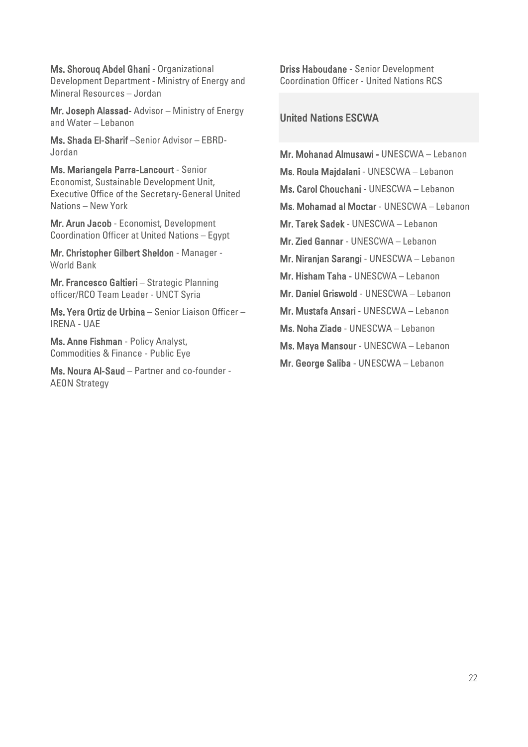**Ms. Shorouq Abdel Ghani** - Organizational Development Department - Ministry of Energy and Mineral Resources – Jordan

**Mr. Joseph Alassad**- Advisor – Ministry of Energy and Water – Lebanon

**Ms. Shada El-Sharif** –Senior Advisor – EBRD-Jordan

**Ms. Mariangela Parra-Lancourt** - Senior Economist, Sustainable Development Unit, Executive Office of the Secretary-General United Nations – New York

**Mr. Arun Jacob** - Economist, Development Coordination Officer at United Nations – Egypt

**Mr. Christopher Gilbert Sheldon** - Manager - World Bank

**Mr. Francesco Galtieri** – Strategic Planning officer/RCO Team Leader - UNCT Syria

**Ms. Yera Ortiz de Urbina** – Senior Liaison Officer – IRENA - UAE

**Ms. Anne Fishman** - Policy Analyst, Commodities & Finance - Public Eye

**Ms. Noura Al-Saud** – Partner and co-founder - AEON Strategy

**Driss Haboudane** - Senior Development Coordination Officer - United Nations RCS

### United Nations ESCWA

**Mr. Mohanad Almusawi -** UNESCWA – Lebanon

**Ms. Roula Majdalani** - UNESCWA – Lebanon

**Ms. Carol Chouchani** - UNESCWA – Lebanon

**Ms. Mohamad al Moctar** - UNESCWA – Lebanon

**Mr. Tarek Sadek** - UNESCWA – Lebanon

**Mr. Zied Gannar** - UNESCWA – Lebanon

**Mr. Niranjan Sarangi** - UNESCWA – Lebanon

**Mr. Hisham Taha -** UNESCWA – Lebanon

**Mr. Daniel Griswold** - UNESCWA – Lebanon

**Mr. Mustafa Ansari** - UNESCWA – Lebanon

**Ms. Noha Ziade** - UNESCWA – Lebanon

**Ms. Maya Mansour** - UNESCWA – Lebanon

**Mr. George Saliba** - UNESCWA – Lebanon